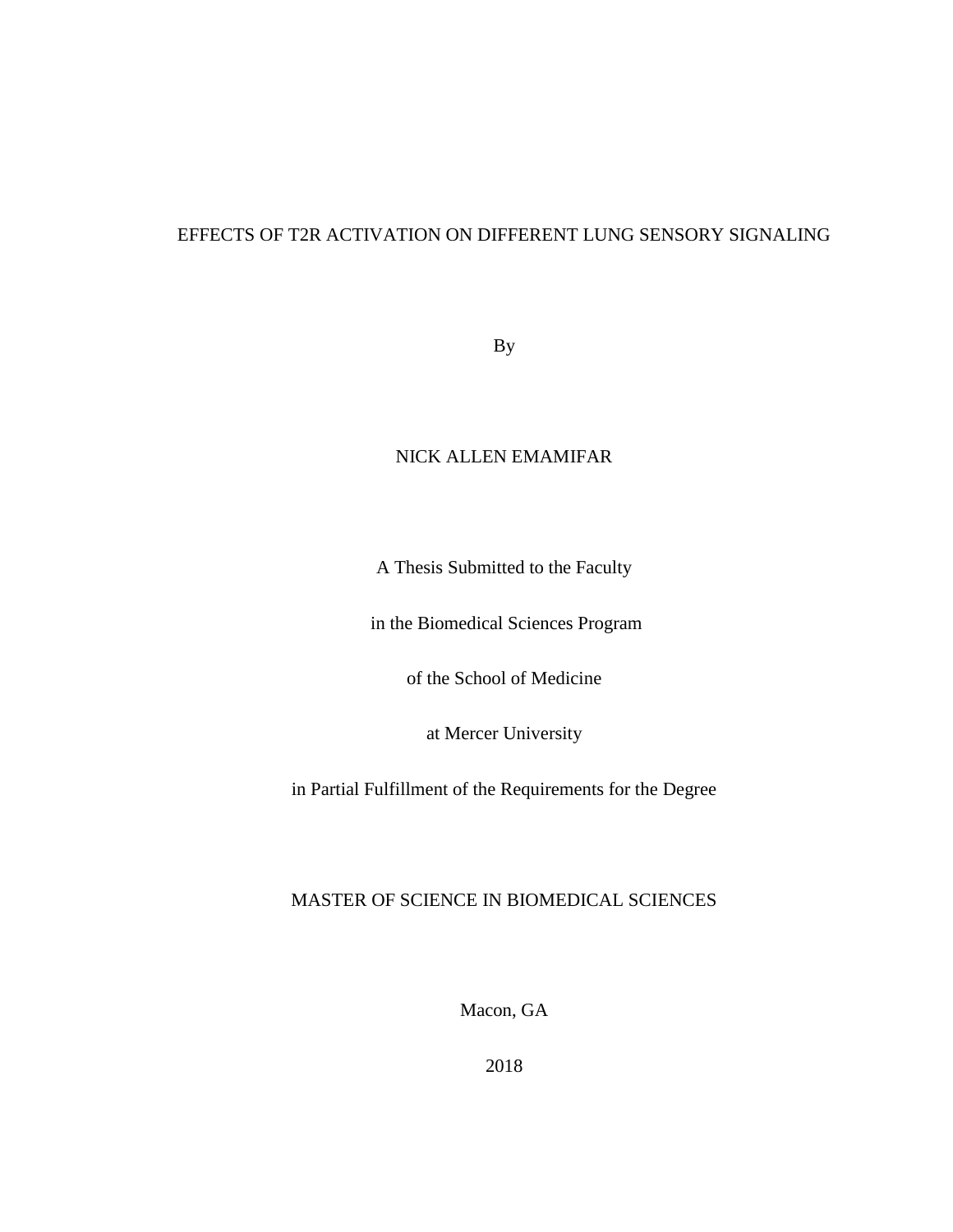# EFFECTS OF T2R ACTIVATION ON DIFFERENT LUNG SENSORY SIGNALING

By

NICK ALLEN EMAMIFAR

A Thesis Submitted to the Faculty

in the Biomedical Sciences Program

of the School of Medicine

at Mercer University

in Partial Fulfillment of the Requirements for the Degree

MASTER OF SCIENCE IN BIOMEDICAL SCIENCES

Macon, GA

2018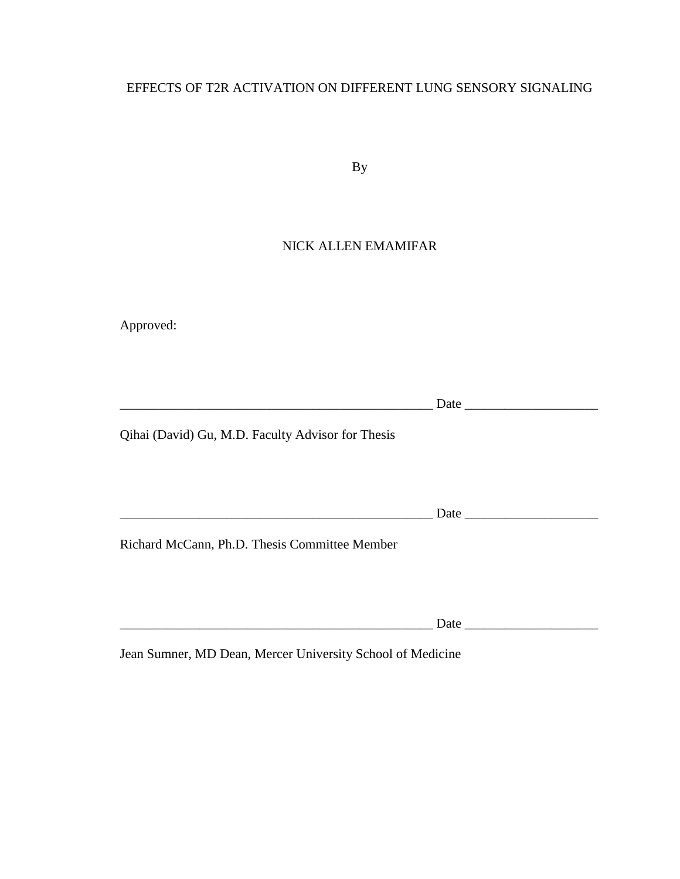EFFECTS OF T2R ACTIVATION ON DIFFERENT LUNG SENSORY SIGNALING

By

NICK ALLEN EMAMIFAR

Approved:

__________________________________________________ Date ____________________

Qihai (David) Gu, M.D. Faculty Advisor for Thesis

__________________________________________________ Date ____________________

Richard McCann, Ph.D. Thesis Committee Member

__________________________________________________ Date ____________________

Jean Sumner, MD Dean, Mercer University School of Medicine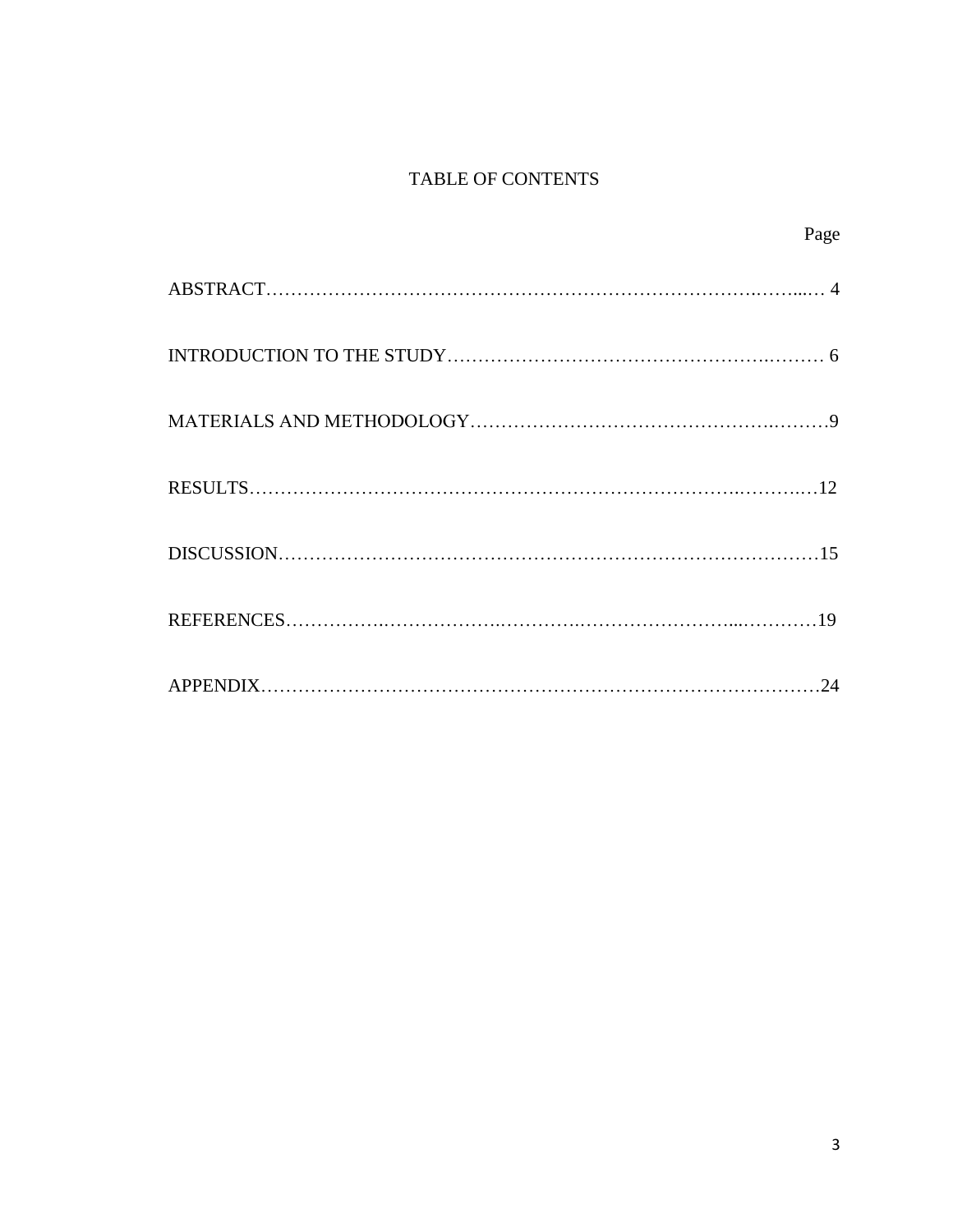# TABLE OF CONTENTS

| | Page |
|---|---|
| ABSTRACT | 4 |
| INTRODUCTION TO THE STUDY | 6 |
| MATERIALS AND METHODOLOGY | 9 |
| RESULTS | 12 |
| DISCUSSION | 15 |
| REFERENCES | 19 |
| APPENDIX | 24 |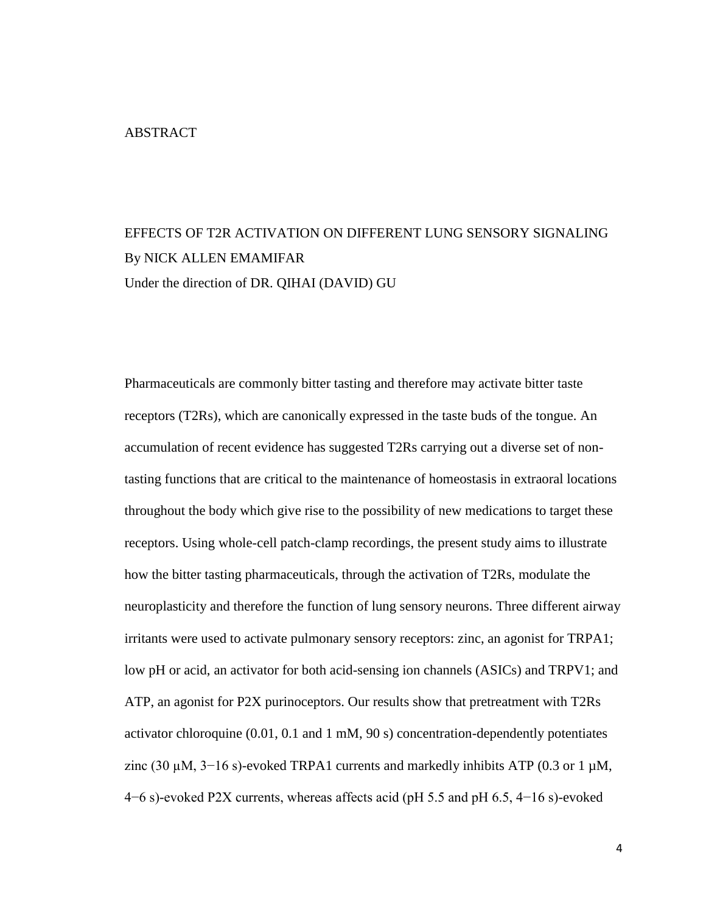# ABSTRACT

EFFECTS OF T2R ACTIVATION ON DIFFERENT LUNG SENSORY SIGNALING
By NICK ALLEN EMAMIFAR
Under the direction of DR. QIHAI (DAVID) GU

Pharmaceuticals are commonly bitter tasting and therefore may activate bitter taste receptors (T2Rs), which are canonically expressed in the taste buds of the tongue. An accumulation of recent evidence has suggested T2Rs carrying out a diverse set of non-tasting functions that are critical to the maintenance of homeostasis in extraoral locations throughout the body which give rise to the possibility of new medications to target these receptors. Using whole-cell patch-clamp recordings, the present study aims to illustrate how the bitter tasting pharmaceuticals, through the activation of T2Rs, modulate the neuroplasticity and therefore the function of lung sensory neurons. Three different airway irritants were used to activate pulmonary sensory receptors: zinc, an agonist for TRPA1; low pH or acid, an activator for both acid-sensing ion channels (ASICs) and TRPV1; and ATP, an agonist for P2X purinoceptors. Our results show that pretreatment with T2Rs activator chloroquine (0.01, 0.1 and 1 mM, 90 s) concentration-dependently potentiates zinc (30 μM, 3−16 s)-evoked TRPA1 currents and markedly inhibits ATP (0.3 or 1 μM, 4−6 s)-evoked P2X currents, whereas affects acid (pH 5.5 and pH 6.5, 4−16 s)-evoked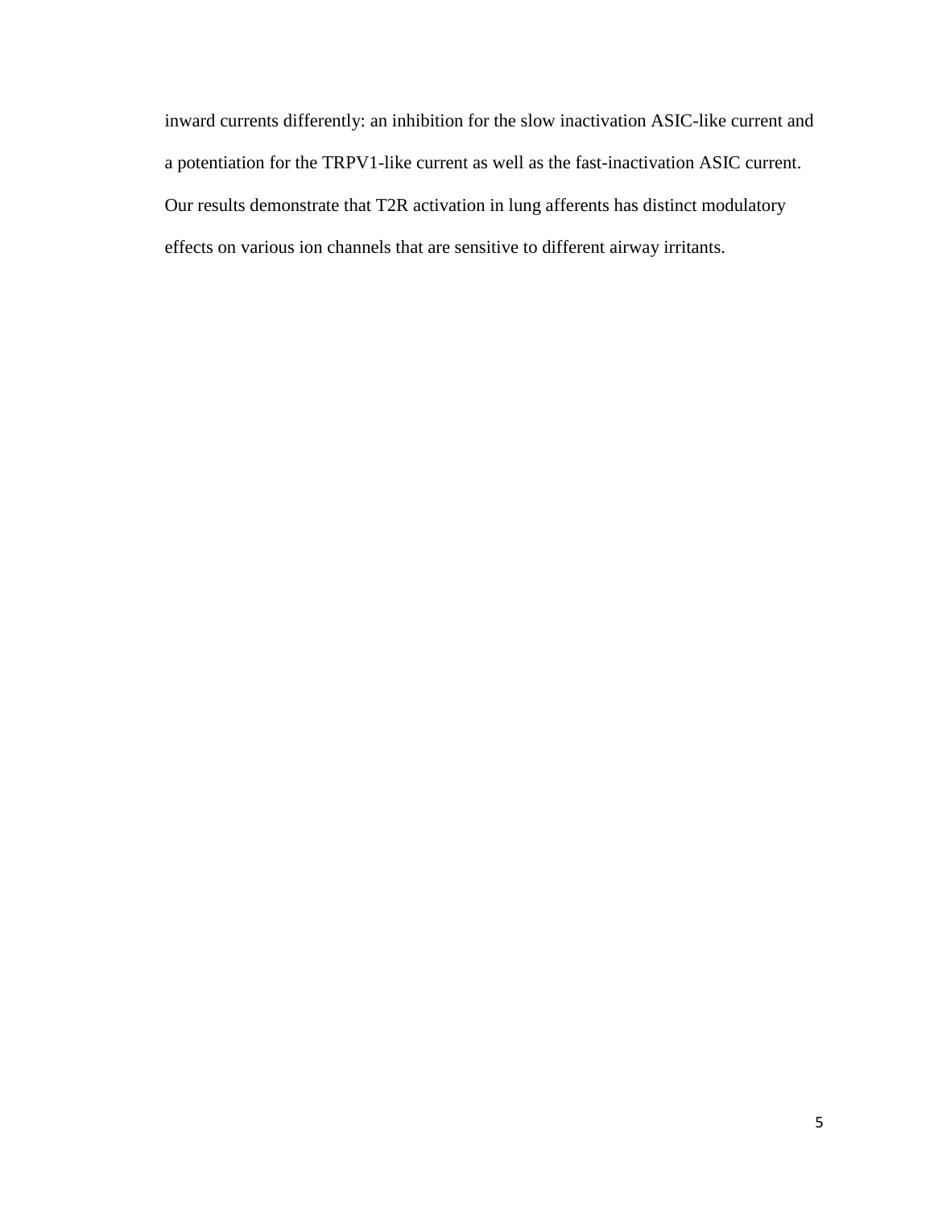inward currents differently: an inhibition for the slow inactivation ASIC-like current and a potentiation for the TRPV1-like current as well as the fast-inactivation ASIC current. Our results demonstrate that T2R activation in lung afferents has distinct modulatory effects on various ion channels that are sensitive to different airway irritants.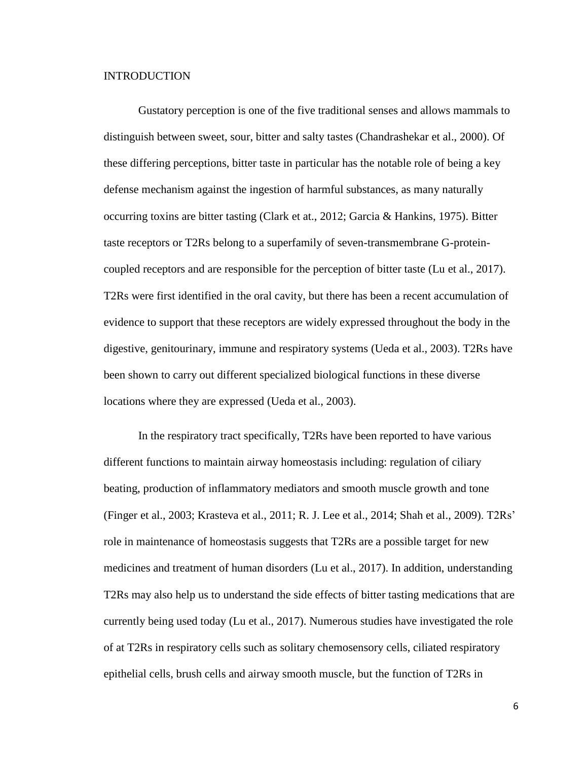# INTRODUCTION

Gustatory perception is one of the five traditional senses and allows mammals to distinguish between sweet, sour, bitter and salty tastes (Chandrashekar et al., 2000). Of these differing perceptions, bitter taste in particular has the notable role of being a key defense mechanism against the ingestion of harmful substances, as many naturally occurring toxins are bitter tasting (Clark et at., 2012; Garcia & Hankins, 1975). Bitter taste receptors or T2Rs belong to a superfamily of seven-transmembrane G-protein-coupled receptors and are responsible for the perception of bitter taste (Lu et al., 2017). T2Rs were first identified in the oral cavity, but there has been a recent accumulation of evidence to support that these receptors are widely expressed throughout the body in the digestive, genitourinary, immune and respiratory systems (Ueda et al., 2003). T2Rs have been shown to carry out different specialized biological functions in these diverse locations where they are expressed (Ueda et al., 2003).

In the respiratory tract specifically, T2Rs have been reported to have various different functions to maintain airway homeostasis including: regulation of ciliary beating, production of inflammatory mediators and smooth muscle growth and tone (Finger et al., 2003; Krasteva et al., 2011; R. J. Lee et al., 2014; Shah et al., 2009). T2Rs' role in maintenance of homeostasis suggests that T2Rs are a possible target for new medicines and treatment of human disorders (Lu et al., 2017). In addition, understanding T2Rs may also help us to understand the side effects of bitter tasting medications that are currently being used today (Lu et al., 2017). Numerous studies have investigated the role of at T2Rs in respiratory cells such as solitary chemosensory cells, ciliated respiratory epithelial cells, brush cells and airway smooth muscle, but the function of T2Rs in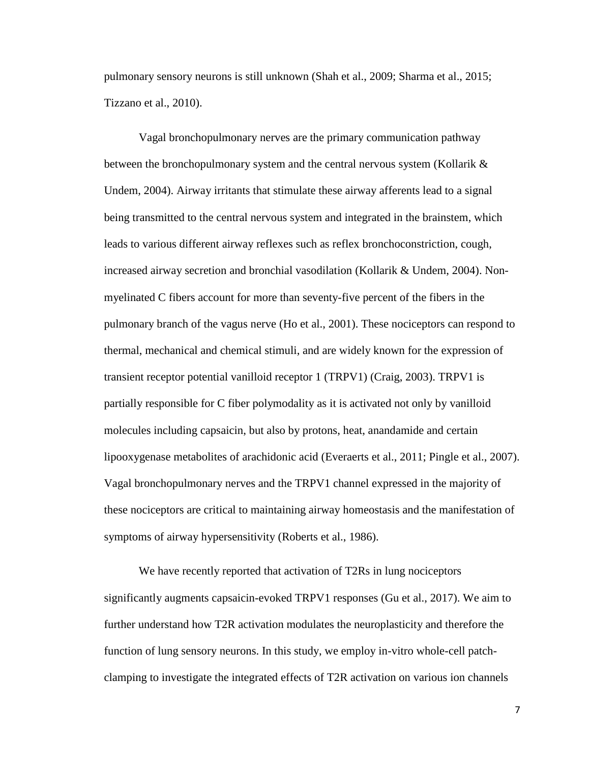pulmonary sensory neurons is still unknown (Shah et al., 2009; Sharma et al., 2015; Tizzano et al., 2010).

Vagal bronchopulmonary nerves are the primary communication pathway between the bronchopulmonary system and the central nervous system (Kollarik & Undem, 2004). Airway irritants that stimulate these airway afferents lead to a signal being transmitted to the central nervous system and integrated in the brainstem, which leads to various different airway reflexes such as reflex bronchoconstriction, cough, increased airway secretion and bronchial vasodilation (Kollarik & Undem, 2004). Non-myelinated C fibers account for more than seventy-five percent of the fibers in the pulmonary branch of the vagus nerve (Ho et al., 2001). These nociceptors can respond to thermal, mechanical and chemical stimuli, and are widely known for the expression of transient receptor potential vanilloid receptor 1 (TRPV1) (Craig, 2003). TRPV1 is partially responsible for C fiber polymodality as it is activated not only by vanilloid molecules including capsaicin, but also by protons, heat, anandamide and certain lipooxygenase metabolites of arachidonic acid (Everaerts et al., 2011; Pingle et al., 2007). Vagal bronchopulmonary nerves and the TRPV1 channel expressed in the majority of these nociceptors are critical to maintaining airway homeostasis and the manifestation of symptoms of airway hypersensitivity (Roberts et al., 1986).

We have recently reported that activation of T2Rs in lung nociceptors significantly augments capsaicin-evoked TRPV1 responses (Gu et al., 2017). We aim to further understand how T2R activation modulates the neuroplasticity and therefore the function of lung sensory neurons. In this study, we employ in-vitro whole-cell patch-clamping to investigate the integrated effects of T2R activation on various ion channels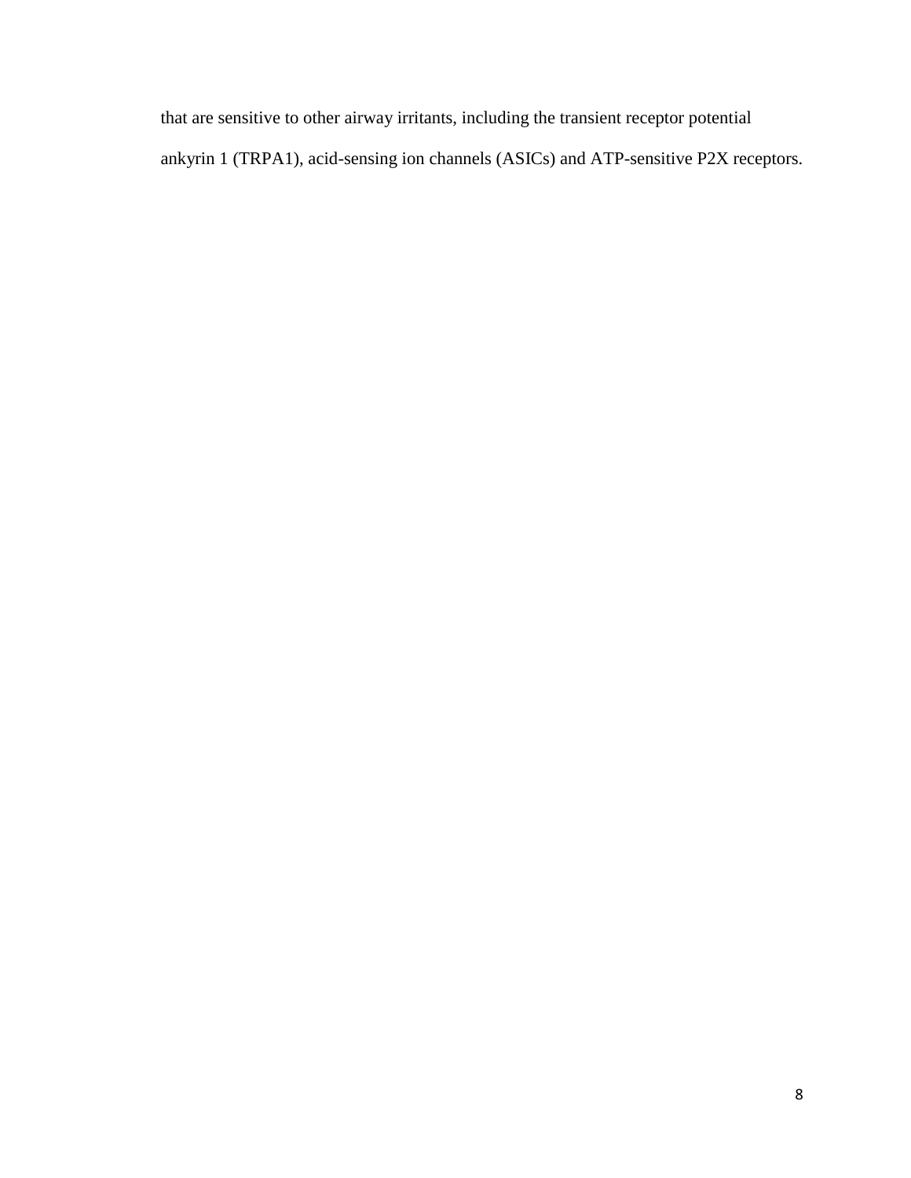that are sensitive to other airway irritants, including the transient receptor potential ankyrin 1 (TRPA1), acid-sensing ion channels (ASICs) and ATP-sensitive P2X receptors.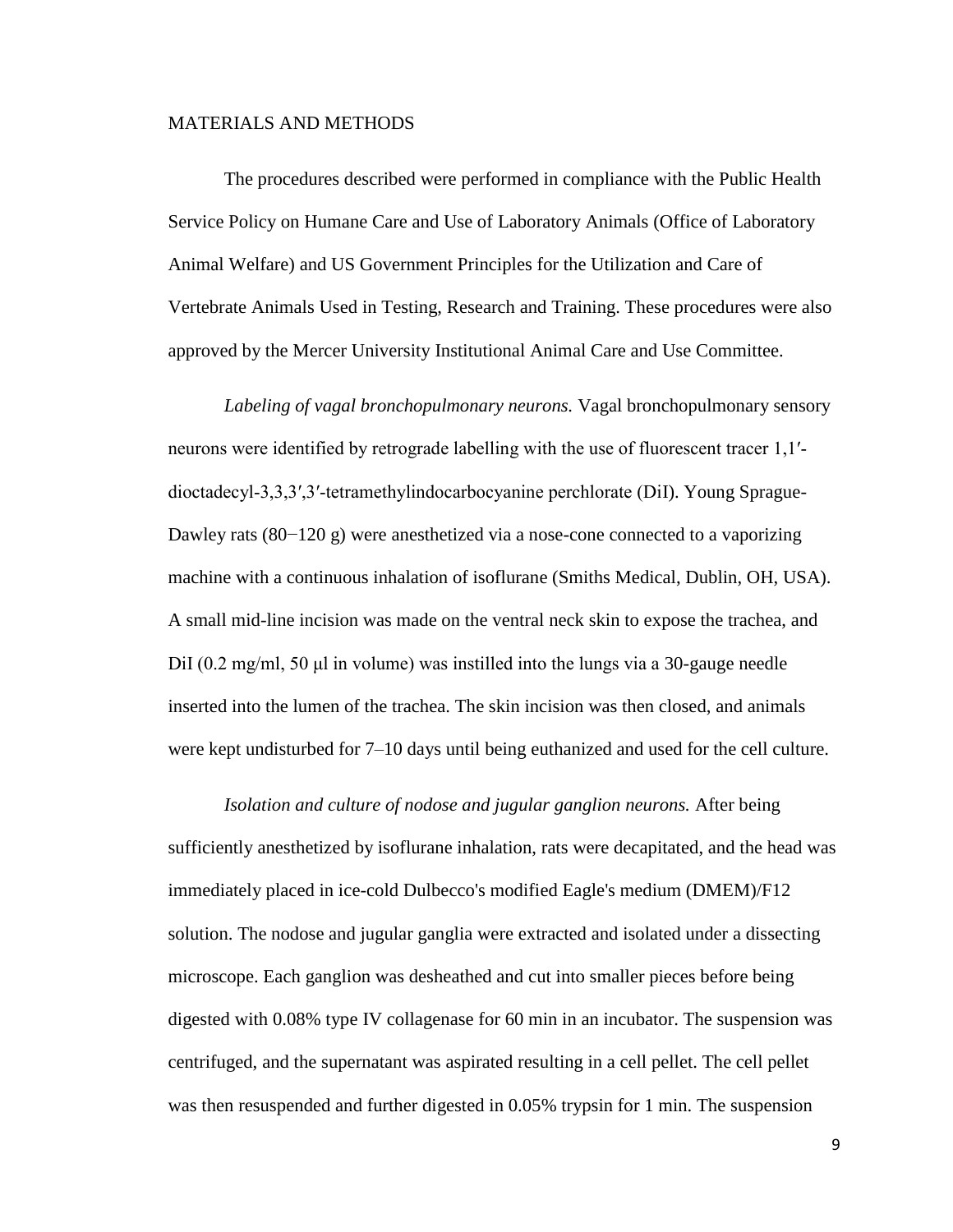## MATERIALS AND METHODS

The procedures described were performed in compliance with the Public Health Service Policy on Humane Care and Use of Laboratory Animals (Office of Laboratory Animal Welfare) and US Government Principles for the Utilization and Care of Vertebrate Animals Used in Testing, Research and Training. These procedures were also approved by the Mercer University Institutional Animal Care and Use Committee.

*Labeling of vagal bronchopulmonary neurons.* Vagal bronchopulmonary sensory neurons were identified by retrograde labelling with the use of fluorescent tracer 1,1′-dioctadecyl-3,3,3′,3′-tetramethylindocarbocyanine perchlorate (DiI). Young Sprague-Dawley rats (80−120 g) were anesthetized via a nose-cone connected to a vaporizing machine with a continuous inhalation of isoflurane (Smiths Medical, Dublin, OH, USA). A small mid-line incision was made on the ventral neck skin to expose the trachea, and DiI (0.2 mg/ml, 50 μl in volume) was instilled into the lungs via a 30-gauge needle inserted into the lumen of the trachea. The skin incision was then closed, and animals were kept undisturbed for 7–10 days until being euthanized and used for the cell culture.

*Isolation and culture of nodose and jugular ganglion neurons.* After being sufficiently anesthetized by isoflurane inhalation, rats were decapitated, and the head was immediately placed in ice-cold Dulbecco's modified Eagle's medium (DMEM)/F12 solution. The nodose and jugular ganglia were extracted and isolated under a dissecting microscope. Each ganglion was desheathed and cut into smaller pieces before being digested with 0.08% type IV collagenase for 60 min in an incubator. The suspension was centrifuged, and the supernatant was aspirated resulting in a cell pellet. The cell pellet was then resuspended and further digested in 0.05% trypsin for 1 min. The suspension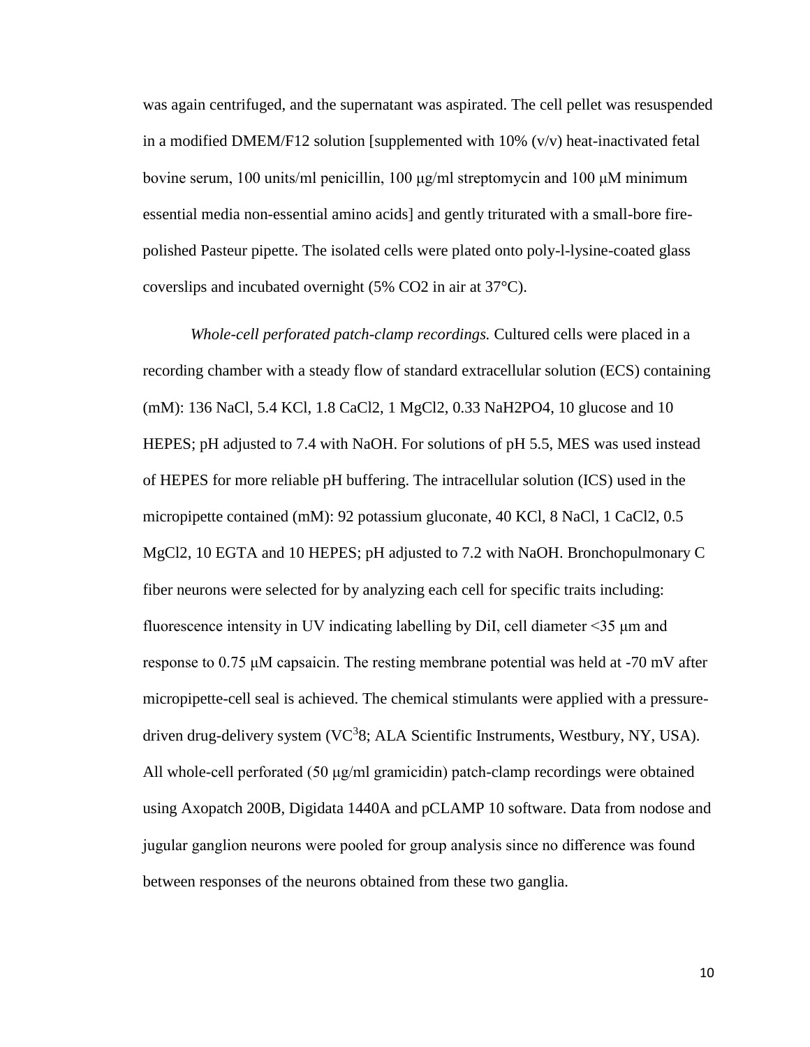was again centrifuged, and the supernatant was aspirated. The cell pellet was resuspended in a modified DMEM/F12 solution [supplemented with 10% (v/v) heat-inactivated fetal bovine serum, 100 units/ml penicillin, 100 μg/ml streptomycin and 100 μM minimum essential media non-essential amino acids] and gently triturated with a small-bore fire-polished Pasteur pipette. The isolated cells were plated onto poly-l-lysine-coated glass coverslips and incubated overnight (5% $CO_2$ in air at 37°C).

*Whole-cell perforated patch-clamp recordings.* Cultured cells were placed in a recording chamber with a steady flow of standard extracellular solution (ECS) containing (mM): 136 NaCl, 5.4 KCl, 1.8 $CaCl_2$, 1 $MgCl_2$, 0.33 $NaH_2PO_4$, 10 glucose and 10 HEPES; pH adjusted to 7.4 with NaOH. For solutions of pH 5.5, MES was used instead of HEPES for more reliable pH buffering. The intracellular solution (ICS) used in the micropipette contained (mM): 92 potassium gluconate, 40 KCl, 8 NaCl, 1 $CaCl_2$, 0.5 $MgCl_2$, 10 EGTA and 10 HEPES; pH adjusted to 7.2 with NaOH. Bronchopulmonary C fiber neurons were selected for by analyzing each cell for specific traits including: fluorescence intensity in UV indicating labelling by DiI, cell diameter <35 μm and response to 0.75 μM capsaicin. The resting membrane potential was held at -70 mV after micropipette-cell seal is achieved. The chemical stimulants were applied with a pressure-driven drug-delivery system ($VC^3$8; ALA Scientific Instruments, Westbury, NY, USA). All whole-cell perforated (50 μg/ml gramicidin) patch-clamp recordings were obtained using Axopatch 200B, Digidata 1440A and pCLAMP 10 software. Data from nodose and jugular ganglion neurons were pooled for group analysis since no difference was found between responses of the neurons obtained from these two ganglia.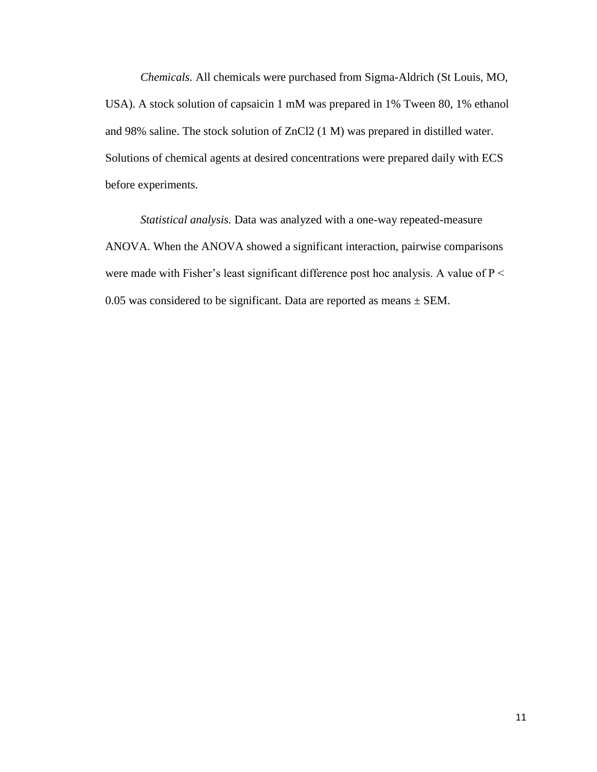*Chemicals.* All chemicals were purchased from Sigma-Aldrich (St Louis, MO, USA). A stock solution of capsaicin 1 mM was prepared in 1% Tween 80, 1% ethanol and 98% saline. The stock solution of $ZnCl_2$ (1 M) was prepared in distilled water. Solutions of chemical agents at desired concentrations were prepared daily with ECS before experiments.

*Statistical analysis.* Data was analyzed with a one-way repeated-measure ANOVA. When the ANOVA showed a significant interaction, pairwise comparisons were made with Fisher's least significant difference post hoc analysis. A value of $P < 0.05$ was considered to be significant. Data are reported as means ± SEM.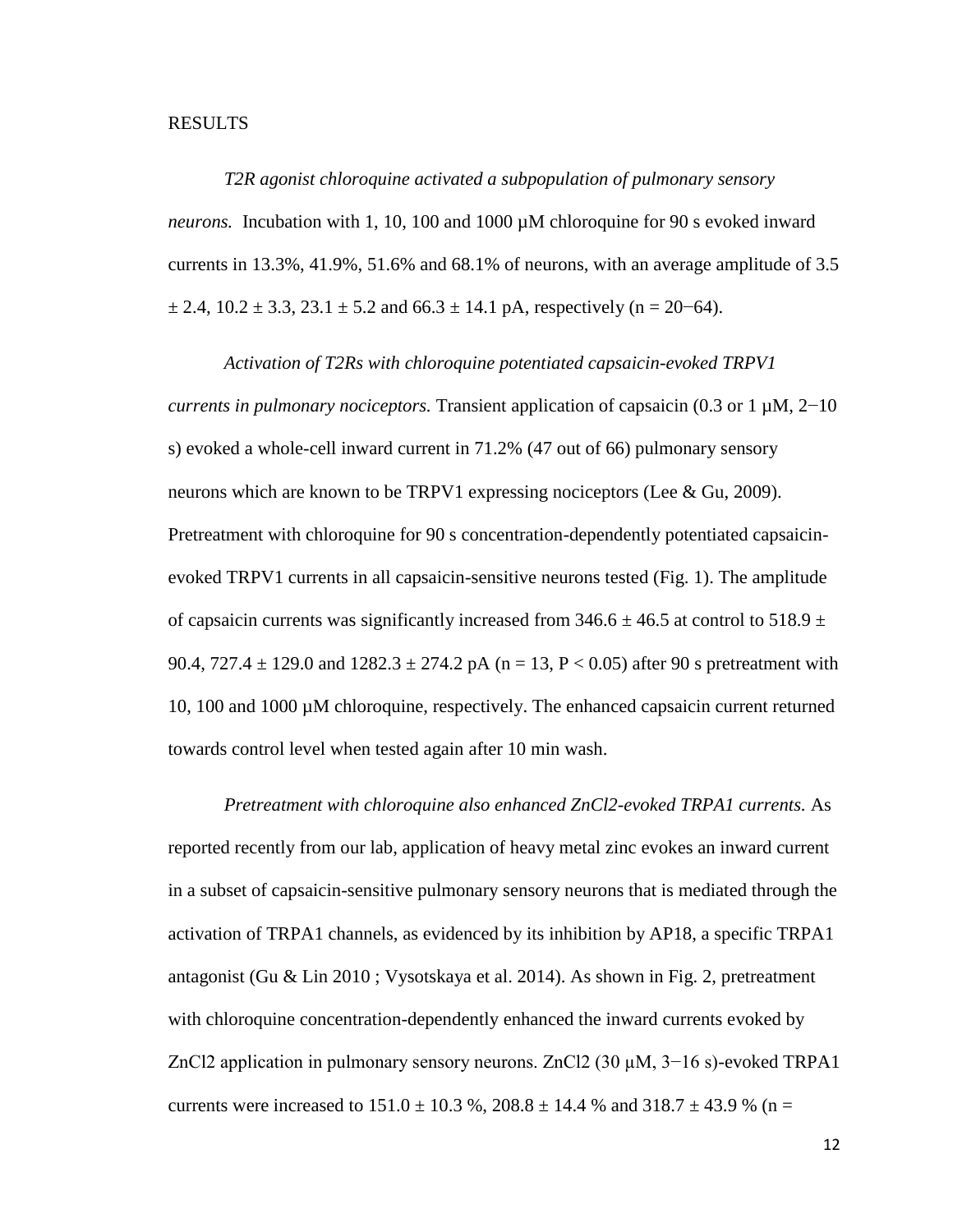RESULTS

*T2R agonist chloroquine activated a subpopulation of pulmonary sensory neurons.* Incubation with 1, 10, 100 and 1000 µM chloroquine for 90 s evoked inward currents in 13.3%, 41.9%, 51.6% and 68.1% of neurons, with an average amplitude of 3.5 ± 2.4, 10.2 ± 3.3, 23.1 ± 5.2 and 66.3 ± 14.1 pA, respectively (n = 20−64).

*Activation of T2Rs with chloroquine potentiated capsaicin-evoked TRPV1 currents in pulmonary nociceptors.* Transient application of capsaicin (0.3 or 1 µM, 2−10 s) evoked a whole-cell inward current in 71.2% (47 out of 66) pulmonary sensory neurons which are known to be TRPV1 expressing nociceptors (Lee & Gu, 2009). Pretreatment with chloroquine for 90 s concentration-dependently potentiated capsaicin-evoked TRPV1 currents in all capsaicin-sensitive neurons tested (Fig. 1). The amplitude of capsaicin currents was significantly increased from 346.6 ± 46.5 at control to 518.9 ± 90.4, 727.4 ± 129.0 and 1282.3 ± 274.2 pA (n = 13, $P < 0.05$) after 90 s pretreatment with 10, 100 and 1000 µM chloroquine, respectively. The enhanced capsaicin current returned towards control level when tested again after 10 min wash.

*Pretreatment with chloroquine also enhanced $ZnCl_2$-evoked TRPA1 currents.* As reported recently from our lab, application of heavy metal zinc evokes an inward current in a subset of capsaicin-sensitive pulmonary sensory neurons that is mediated through the activation of TRPA1 channels, as evidenced by its inhibition by AP18, a specific TRPA1 antagonist (Gu & Lin 2010 ; Vysotskaya et al. 2014). As shown in Fig. 2, pretreatment with chloroquine concentration-dependently enhanced the inward currents evoked by $ZnCl_2$ application in pulmonary sensory neurons. $ZnCl_2$ (30 µM, 3−16 s)-evoked TRPA1 currents were increased to 151.0 ± 10.3 %, 208.8 ± 14.4 % and 318.7 ± 43.9 % (n =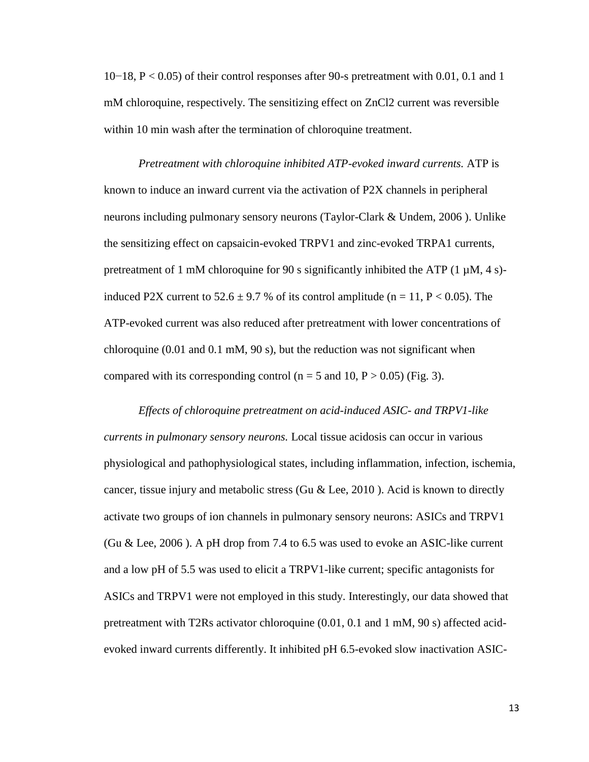10−18, $P < 0.05$) of their control responses after 90-s pretreatment with 0.01, 0.1 and 1 mM chloroquine, respectively. The sensitizing effect on $ZnCl_2$ current was reversible within 10 min wash after the termination of chloroquine treatment.

*Pretreatment with chloroquine inhibited ATP-evoked inward currents.* ATP is known to induce an inward current via the activation of P2X channels in peripheral neurons including pulmonary sensory neurons (Taylor-Clark & Undem, 2006 ). Unlike the sensitizing effect on capsaicin-evoked TRPV1 and zinc-evoked TRPA1 currents, pretreatment of 1 mM chloroquine for 90 s significantly inhibited the ATP (1 µM, 4 s)-induced P2X current to 52.6 ± 9.7 % of its control amplitude ($n = 11$, $P < 0.05$). The ATP-evoked current was also reduced after pretreatment with lower concentrations of chloroquine (0.01 and 0.1 mM, 90 s), but the reduction was not significant when compared with its corresponding control ($n = 5$ and 10, $P > 0.05$) (Fig. 3).

*Effects of chloroquine pretreatment on acid-induced ASIC- and TRPV1-like currents in pulmonary sensory neurons.* Local tissue acidosis can occur in various physiological and pathophysiological states, including inflammation, infection, ischemia, cancer, tissue injury and metabolic stress (Gu & Lee, 2010 ). Acid is known to directly activate two groups of ion channels in pulmonary sensory neurons: ASICs and TRPV1 (Gu & Lee, 2006 ). A pH drop from 7.4 to 6.5 was used to evoke an ASIC-like current and a low pH of 5.5 was used to elicit a TRPV1-like current; specific antagonists for ASICs and TRPV1 were not employed in this study. Interestingly, our data showed that pretreatment with T2Rs activator chloroquine (0.01, 0.1 and 1 mM, 90 s) affected acid-evoked inward currents differently. It inhibited pH 6.5-evoked slow inactivation ASIC-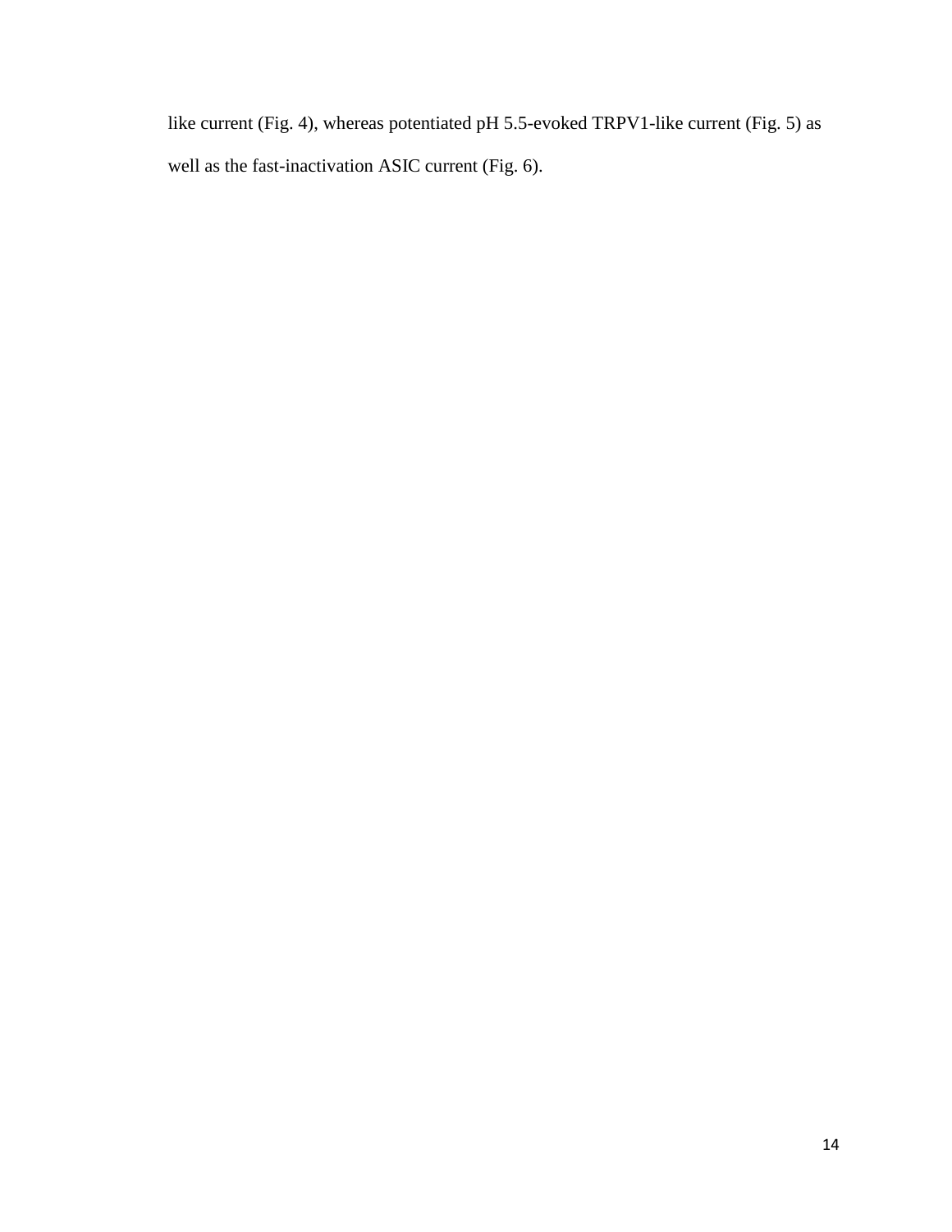like current (Fig. 4), whereas potentiated pH 5.5-evoked TRPV1-like current (Fig. 5) as well as the fast-inactivation ASIC current (Fig. 6).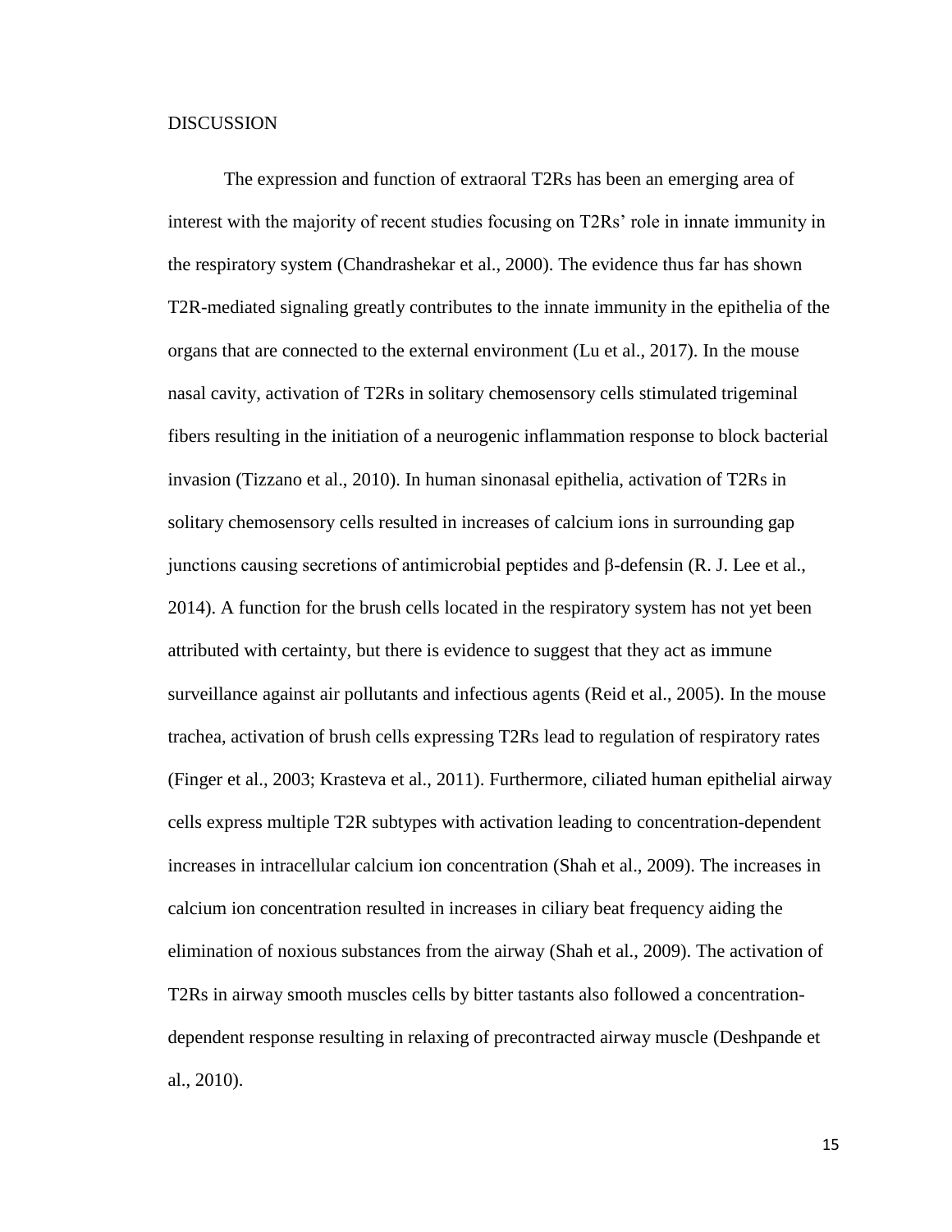# DISCUSSION

The expression and function of extraoral T2Rs has been an emerging area of interest with the majority of recent studies focusing on T2Rs' role in innate immunity in the respiratory system (Chandrashekar et al., 2000). The evidence thus far has shown T2R-mediated signaling greatly contributes to the innate immunity in the epithelia of the organs that are connected to the external environment (Lu et al., 2017). In the mouse nasal cavity, activation of T2Rs in solitary chemosensory cells stimulated trigeminal fibers resulting in the initiation of a neurogenic inflammation response to block bacterial invasion (Tizzano et al., 2010). In human sinonasal epithelia, activation of T2Rs in solitary chemosensory cells resulted in increases of calcium ions in surrounding gap junctions causing secretions of antimicrobial peptides and β-defensin (R. J. Lee et al., 2014). A function for the brush cells located in the respiratory system has not yet been attributed with certainty, but there is evidence to suggest that they act as immune surveillance against air pollutants and infectious agents (Reid et al., 2005). In the mouse trachea, activation of brush cells expressing T2Rs lead to regulation of respiratory rates (Finger et al., 2003; Krasteva et al., 2011). Furthermore, ciliated human epithelial airway cells express multiple T2R subtypes with activation leading to concentration-dependent increases in intracellular calcium ion concentration (Shah et al., 2009). The increases in calcium ion concentration resulted in increases in ciliary beat frequency aiding the elimination of noxious substances from the airway (Shah et al., 2009). The activation of T2Rs in airway smooth muscles cells by bitter tastants also followed a concentration-dependent response resulting in relaxing of precontracted airway muscle (Deshpande et al., 2010).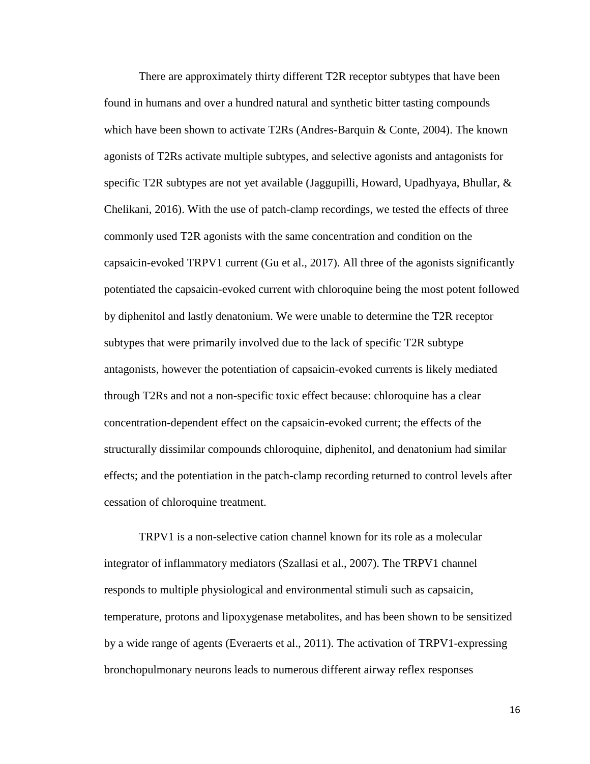There are approximately thirty different T2R receptor subtypes that have been found in humans and over a hundred natural and synthetic bitter tasting compounds which have been shown to activate T2Rs (Andres-Barquin & Conte, 2004). The known agonists of T2Rs activate multiple subtypes, and selective agonists and antagonists for specific T2R subtypes are not yet available (Jaggupilli, Howard, Upadhyaya, Bhullar, & Chelikani, 2016). With the use of patch-clamp recordings, we tested the effects of three commonly used T2R agonists with the same concentration and condition on the capsaicin-evoked TRPV1 current (Gu et al., 2017). All three of the agonists significantly potentiated the capsaicin-evoked current with chloroquine being the most potent followed by diphenitol and lastly denatonium. We were unable to determine the T2R receptor subtypes that were primarily involved due to the lack of specific T2R subtype antagonists, however the potentiation of capsaicin-evoked currents is likely mediated through T2Rs and not a non-specific toxic effect because: chloroquine has a clear concentration-dependent effect on the capsaicin-evoked current; the effects of the structurally dissimilar compounds chloroquine, diphenitol, and denatonium had similar effects; and the potentiation in the patch-clamp recording returned to control levels after cessation of chloroquine treatment.

TRPV1 is a non-selective cation channel known for its role as a molecular integrator of inflammatory mediators (Szallasi et al., 2007). The TRPV1 channel responds to multiple physiological and environmental stimuli such as capsaicin, temperature, protons and lipoxygenase metabolites, and has been shown to be sensitized by a wide range of agents (Everaerts et al., 2011). The activation of TRPV1-expressing bronchopulmonary neurons leads to numerous different airway reflex responses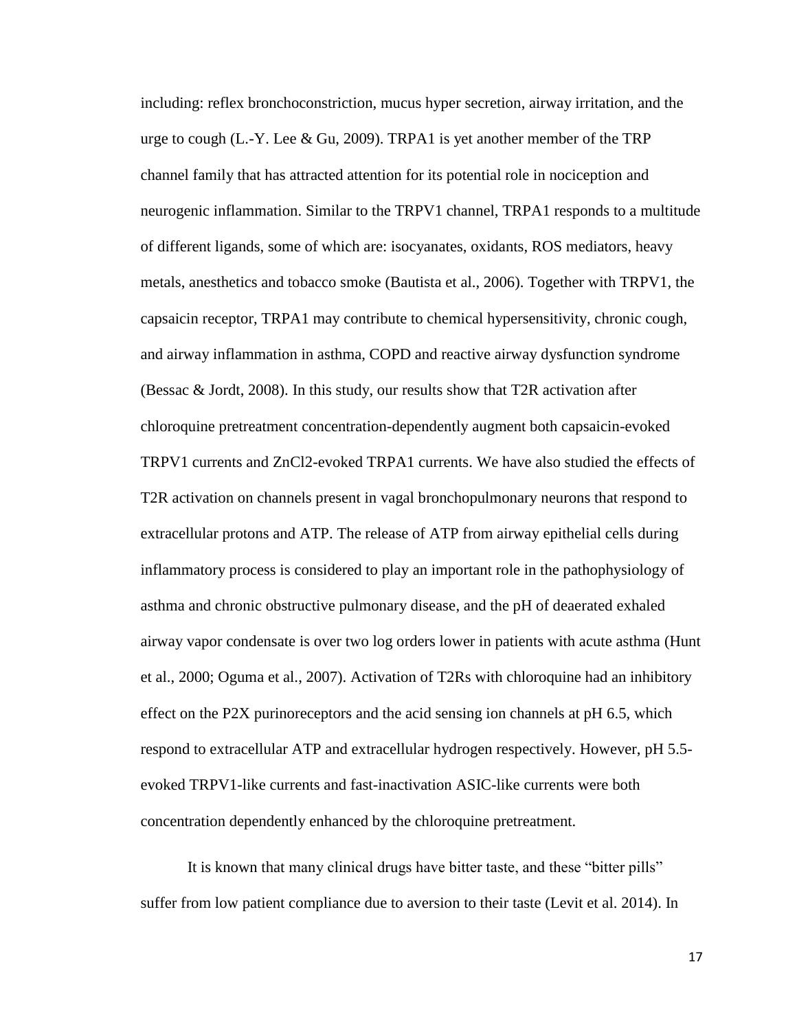including: reflex bronchoconstriction, mucus hyper secretion, airway irritation, and the urge to cough (L.-Y. Lee & Gu, 2009). TRPA1 is yet another member of the TRP channel family that has attracted attention for its potential role in nociception and neurogenic inflammation. Similar to the TRPV1 channel, TRPA1 responds to a multitude of different ligands, some of which are: isocyanates, oxidants, ROS mediators, heavy metals, anesthetics and tobacco smoke (Bautista et al., 2006). Together with TRPV1, the capsaicin receptor, TRPA1 may contribute to chemical hypersensitivity, chronic cough, and airway inflammation in asthma, COPD and reactive airway dysfunction syndrome (Bessac & Jordt, 2008). In this study, our results show that T2R activation after chloroquine pretreatment concentration-dependently augment both capsaicin-evoked TRPV1 currents and $ZnCl_2$-evoked TRPA1 currents. We have also studied the effects of T2R activation on channels present in vagal bronchopulmonary neurons that respond to extracellular protons and ATP. The release of ATP from airway epithelial cells during inflammatory process is considered to play an important role in the pathophysiology of asthma and chronic obstructive pulmonary disease, and the pH of deaerated exhaled airway vapor condensate is over two log orders lower in patients with acute asthma (Hunt et al., 2000; Oguma et al., 2007). Activation of T2Rs with chloroquine had an inhibitory effect on the P2X purinoreceptors and the acid sensing ion channels at pH 6.5, which respond to extracellular ATP and extracellular hydrogen respectively. However, pH 5.5-evoked TRPV1-like currents and fast-inactivation ASIC-like currents were both concentration dependently enhanced by the chloroquine pretreatment.

It is known that many clinical drugs have bitter taste, and these "bitter pills" suffer from low patient compliance due to aversion to their taste (Levit et al. 2014). In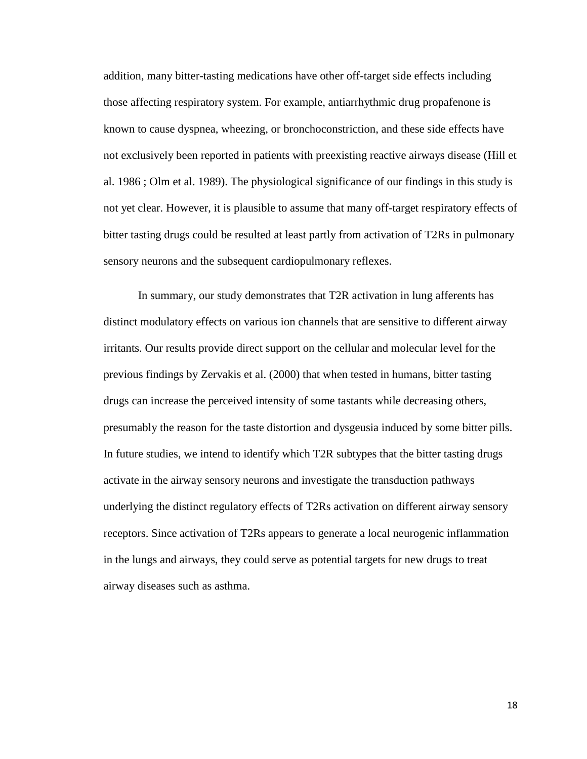addition, many bitter-tasting medications have other off-target side effects including those affecting respiratory system. For example, antiarrhythmic drug propafenone is known to cause dyspnea, wheezing, or bronchoconstriction, and these side effects have not exclusively been reported in patients with preexisting reactive airways disease (Hill et al. 1986 ; Olm et al. 1989). The physiological significance of our findings in this study is not yet clear. However, it is plausible to assume that many off-target respiratory effects of bitter tasting drugs could be resulted at least partly from activation of T2Rs in pulmonary sensory neurons and the subsequent cardiopulmonary reflexes.

In summary, our study demonstrates that T2R activation in lung afferents has distinct modulatory effects on various ion channels that are sensitive to different airway irritants. Our results provide direct support on the cellular and molecular level for the previous findings by Zervakis et al. (2000) that when tested in humans, bitter tasting drugs can increase the perceived intensity of some tastants while decreasing others, presumably the reason for the taste distortion and dysgeusia induced by some bitter pills. In future studies, we intend to identify which T2R subtypes that the bitter tasting drugs activate in the airway sensory neurons and investigate the transduction pathways underlying the distinct regulatory effects of T2Rs activation on different airway sensory receptors. Since activation of T2Rs appears to generate a local neurogenic inflammation in the lungs and airways, they could serve as potential targets for new drugs to treat airway diseases such as asthma.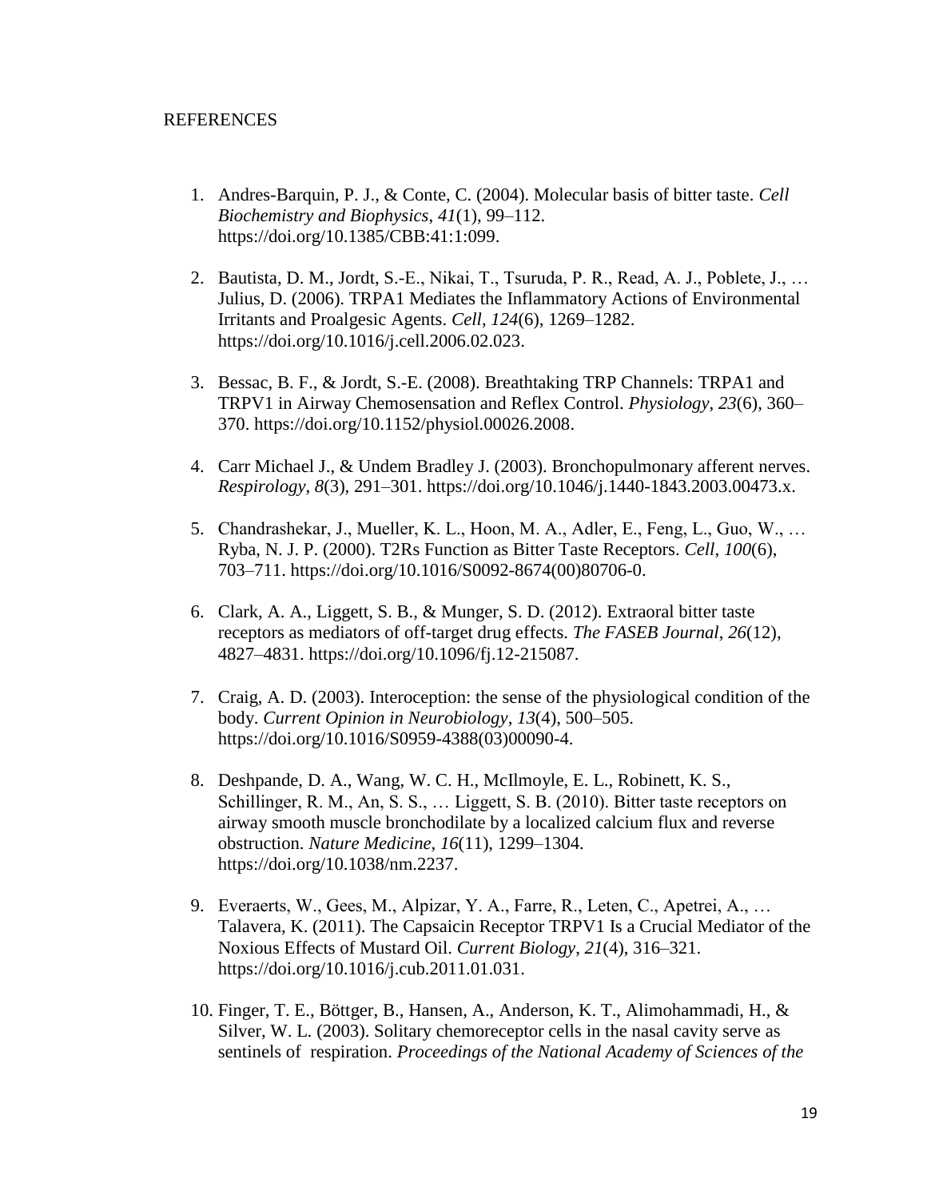REFERENCES

1. Andres-Barquin, P. J., & Conte, C. (2004). Molecular basis of bitter taste. *Cell Biochemistry and Biophysics*, *41*(1), 99–112. https://doi.org/10.1385/CBB:41:1:099.

2. Bautista, D. M., Jordt, S.-E., Nikai, T., Tsuruda, P. R., Read, A. J., Poblete, J., … Julius, D. (2006). TRPA1 Mediates the Inflammatory Actions of Environmental Irritants and Proalgesic Agents. *Cell*, *124*(6), 1269–1282. https://doi.org/10.1016/j.cell.2006.02.023.

3. Bessac, B. F., & Jordt, S.-E. (2008). Breathtaking TRP Channels: TRPA1 and TRPV1 in Airway Chemosensation and Reflex Control. *Physiology*, *23*(6), 360–370. https://doi.org/10.1152/physiol.00026.2008.

4. Carr Michael J., & Undem Bradley J. (2003). Bronchopulmonary afferent nerves. *Respirology*, *8*(3), 291–301. https://doi.org/10.1046/j.1440-1843.2003.00473.x.

5. Chandrashekar, J., Mueller, K. L., Hoon, M. A., Adler, E., Feng, L., Guo, W., … Ryba, N. J. P. (2000). T2Rs Function as Bitter Taste Receptors. *Cell*, *100*(6), 703–711. https://doi.org/10.1016/S0092-8674(00)80706-0.

6. Clark, A. A., Liggett, S. B., & Munger, S. D. (2012). Extraoral bitter taste receptors as mediators of off-target drug effects. *The FASEB Journal*, *26*(12), 4827–4831. https://doi.org/10.1096/fj.12-215087.

7. Craig, A. D. (2003). Interoception: the sense of the physiological condition of the body. *Current Opinion in Neurobiology*, *13*(4), 500–505. https://doi.org/10.1016/S0959-4388(03)00090-4.

8. Deshpande, D. A., Wang, W. C. H., McIlmoyle, E. L., Robinett, K. S., Schillinger, R. M., An, S. S., … Liggett, S. B. (2010). Bitter taste receptors on airway smooth muscle bronchodilate by a localized calcium flux and reverse obstruction. *Nature Medicine*, *16*(11), 1299–1304. https://doi.org/10.1038/nm.2237.

9. Everaerts, W., Gees, M., Alpizar, Y. A., Farre, R., Leten, C., Apetrei, A., … Talavera, K. (2011). The Capsaicin Receptor TRPV1 Is a Crucial Mediator of the Noxious Effects of Mustard Oil. *Current Biology*, *21*(4), 316–321. https://doi.org/10.1016/j.cub.2011.01.031.

10. Finger, T. E., Böttger, B., Hansen, A., Anderson, K. T., Alimohammadi, H., & Silver, W. L. (2003). Solitary chemoreceptor cells in the nasal cavity serve as sentinels of respiration. *Proceedings of the National Academy of Sciences of the*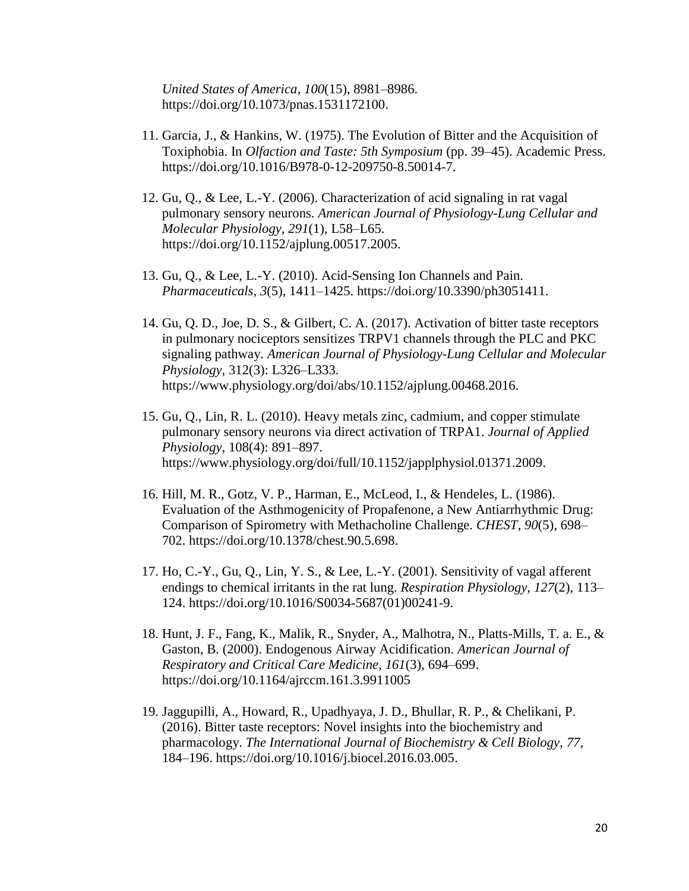*United States of America*, *100*(15), 8981–8986. https://doi.org/10.1073/pnas.1531172100.

11. Garcia, J., & Hankins, W. (1975). The Evolution of Bitter and the Acquisition of Toxiphobia. In *Olfaction and Taste: 5th Symposium* (pp. 39–45). Academic Press. https://doi.org/10.1016/B978-0-12-209750-8.50014-7.

12. Gu, Q., & Lee, L.-Y. (2006). Characterization of acid signaling in rat vagal pulmonary sensory neurons. *American Journal of Physiology-Lung Cellular and Molecular Physiology*, *291*(1), L58–L65. https://doi.org/10.1152/ajplung.00517.2005.

13. Gu, Q., & Lee, L.-Y. (2010). Acid-Sensing Ion Channels and Pain. *Pharmaceuticals*, *3*(5), 1411–1425. https://doi.org/10.3390/ph3051411.

14. Gu, Q. D., Joe, D. S., & Gilbert, C. A. (2017). Activation of bitter taste receptors in pulmonary nociceptors sensitizes TRPV1 channels through the PLC and PKC signaling pathway. *American Journal of Physiology-Lung Cellular and Molecular Physiology*, 312(3): L326–L333. https://www.physiology.org/doi/abs/10.1152/ajplung.00468.2016.

15. Gu, Q., Lin, R. L. (2010). Heavy metals zinc, cadmium, and copper stimulate pulmonary sensory neurons via direct activation of TRPA1. *Journal of Applied Physiology*, 108(4): 891–897. https://www.physiology.org/doi/full/10.1152/japplphysiol.01371.2009.

16. Hill, M. R., Gotz, V. P., Harman, E., McLeod, I., & Hendeles, L. (1986). Evaluation of the Asthmogenicity of Propafenone, a New Antiarrhythmic Drug: Comparison of Spirometry with Methacholine Challenge. *CHEST*, *90*(5), 698–702. https://doi.org/10.1378/chest.90.5.698.

17. Ho, C.-Y., Gu, Q., Lin, Y. S., & Lee, L.-Y. (2001). Sensitivity of vagal afferent endings to chemical irritants in the rat lung. *Respiration Physiology*, *127*(2), 113–124. https://doi.org/10.1016/S0034-5687(01)00241-9.

18. Hunt, J. F., Fang, K., Malik, R., Snyder, A., Malhotra, N., Platts-Mills, T. a. E., & Gaston, B. (2000). Endogenous Airway Acidification. *American Journal of Respiratory and Critical Care Medicine*, *161*(3), 694–699. https://doi.org/10.1164/ajrccm.161.3.9911005

19. Jaggupilli, A., Howard, R., Upadhyaya, J. D., Bhullar, R. P., & Chelikani, P. (2016). Bitter taste receptors: Novel insights into the biochemistry and pharmacology. *The International Journal of Biochemistry & Cell Biology*, *77*, 184–196. https://doi.org/10.1016/j.biocel.2016.03.005.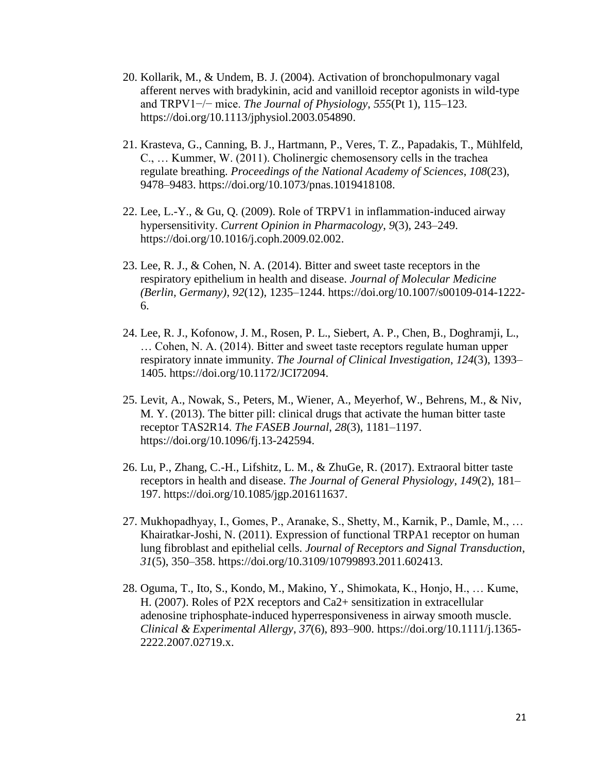20. Kollarik, M., & Undem, B. J. (2004). Activation of bronchopulmonary vagal afferent nerves with bradykinin, acid and vanilloid receptor agonists in wild-type and TRPV1−/− mice. *The Journal of Physiology*, *555*(Pt 1), 115–123. https://doi.org/10.1113/jphysiol.2003.054890.

21. Krasteva, G., Canning, B. J., Hartmann, P., Veres, T. Z., Papadakis, T., Mühlfeld, C., … Kummer, W. (2011). Cholinergic chemosensory cells in the trachea regulate breathing. *Proceedings of the National Academy of Sciences*, *108*(23), 9478–9483. https://doi.org/10.1073/pnas.1019418108.

22. Lee, L.-Y., & Gu, Q. (2009). Role of TRPV1 in inflammation-induced airway hypersensitivity. *Current Opinion in Pharmacology*, *9*(3), 243–249. https://doi.org/10.1016/j.coph.2009.02.002.

23. Lee, R. J., & Cohen, N. A. (2014). Bitter and sweet taste receptors in the respiratory epithelium in health and disease. *Journal of Molecular Medicine (Berlin, Germany)*, *92*(12), 1235–1244. https://doi.org/10.1007/s00109-014-1222-6.

24. Lee, R. J., Kofonow, J. M., Rosen, P. L., Siebert, A. P., Chen, B., Doghramji, L., … Cohen, N. A. (2014). Bitter and sweet taste receptors regulate human upper respiratory innate immunity. *The Journal of Clinical Investigation*, *124*(3), 1393–1405. https://doi.org/10.1172/JCI72094.

25. Levit, A., Nowak, S., Peters, M., Wiener, A., Meyerhof, W., Behrens, M., & Niv, M. Y. (2013). The bitter pill: clinical drugs that activate the human bitter taste receptor TAS2R14. *The FASEB Journal*, *28*(3), 1181–1197. https://doi.org/10.1096/fj.13-242594.

26. Lu, P., Zhang, C.-H., Lifshitz, L. M., & ZhuGe, R. (2017). Extraoral bitter taste receptors in health and disease. *The Journal of General Physiology*, *149*(2), 181–197. https://doi.org/10.1085/jgp.201611637.

27. Mukhopadhyay, I., Gomes, P., Aranake, S., Shetty, M., Karnik, P., Damle, M., … Khairatkar-Joshi, N. (2011). Expression of functional TRPA1 receptor on human lung fibroblast and epithelial cells. *Journal of Receptors and Signal Transduction*, *31*(5), 350–358. https://doi.org/10.3109/10799893.2011.602413.

28. Oguma, T., Ito, S., Kondo, M., Makino, Y., Shimokata, K., Honjo, H., … Kume, H. (2007). Roles of P2X receptors and Ca2+ sensitization in extracellular adenosine triphosphate-induced hyperresponsiveness in airway smooth muscle. *Clinical & Experimental Allergy*, *37*(6), 893–900. https://doi.org/10.1111/j.1365-2222.2007.02719.x.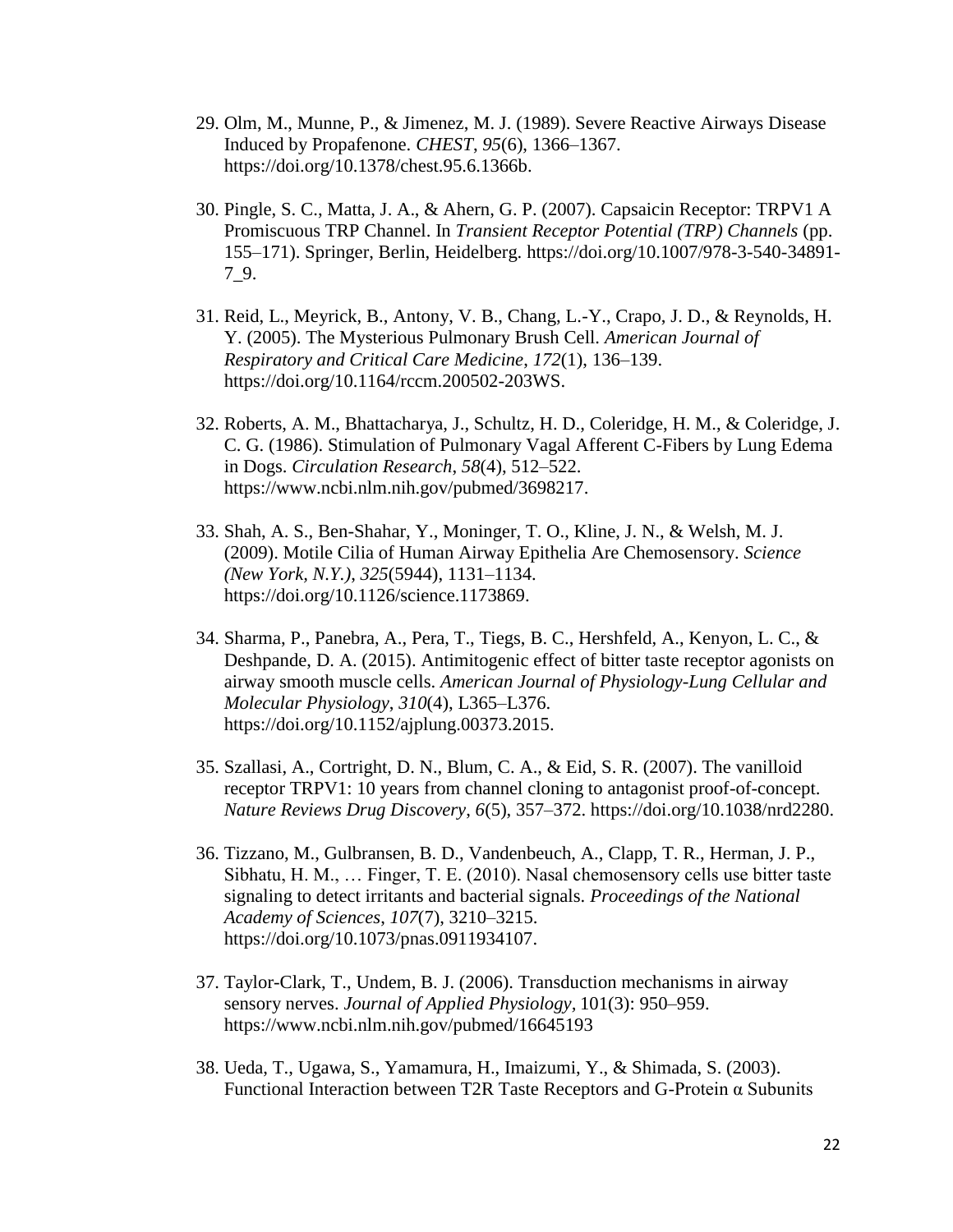29. Olm, M., Munne, P., & Jimenez, M. J. (1989). Severe Reactive Airways Disease Induced by Propafenone. *CHEST*, *95*(6), 1366–1367. https://doi.org/10.1378/chest.95.6.1366b.

30. Pingle, S. C., Matta, J. A., & Ahern, G. P. (2007). Capsaicin Receptor: TRPV1 A Promiscuous TRP Channel. In *Transient Receptor Potential (TRP) Channels* (pp. 155–171). Springer, Berlin, Heidelberg. https://doi.org/10.1007/978-3-540-34891-7_9.

31. Reid, L., Meyrick, B., Antony, V. B., Chang, L.-Y., Crapo, J. D., & Reynolds, H. Y. (2005). The Mysterious Pulmonary Brush Cell. *American Journal of Respiratory and Critical Care Medicine*, *172*(1), 136–139. https://doi.org/10.1164/rccm.200502-203WS.

32. Roberts, A. M., Bhattacharya, J., Schultz, H. D., Coleridge, H. M., & Coleridge, J. C. G. (1986). Stimulation of Pulmonary Vagal Afferent C-Fibers by Lung Edema in Dogs. *Circulation Research*, *58*(4), 512–522. https://www.ncbi.nlm.nih.gov/pubmed/3698217.

33. Shah, A. S., Ben-Shahar, Y., Moninger, T. O., Kline, J. N., & Welsh, M. J. (2009). Motile Cilia of Human Airway Epithelia Are Chemosensory. *Science (New York, N.Y.)*, *325*(5944), 1131–1134. https://doi.org/10.1126/science.1173869.

34. Sharma, P., Panebra, A., Pera, T., Tiegs, B. C., Hershfeld, A., Kenyon, L. C., & Deshpande, D. A. (2015). Antimitogenic effect of bitter taste receptor agonists on airway smooth muscle cells. *American Journal of Physiology-Lung Cellular and Molecular Physiology*, *310*(4), L365–L376. https://doi.org/10.1152/ajplung.00373.2015.

35. Szallasi, A., Cortright, D. N., Blum, C. A., & Eid, S. R. (2007). The vanilloid receptor TRPV1: 10 years from channel cloning to antagonist proof-of-concept. *Nature Reviews Drug Discovery*, *6*(5), 357–372. https://doi.org/10.1038/nrd2280.

36. Tizzano, M., Gulbransen, B. D., Vandenbeuch, A., Clapp, T. R., Herman, J. P., Sibhatu, H. M., … Finger, T. E. (2010). Nasal chemosensory cells use bitter taste signaling to detect irritants and bacterial signals. *Proceedings of the National Academy of Sciences*, *107*(7), 3210–3215. https://doi.org/10.1073/pnas.0911934107.

37. Taylor-Clark, T., Undem, B. J. (2006). Transduction mechanisms in airway sensory nerves. *Journal of Applied Physiology*, 101(3): 950–959. https://www.ncbi.nlm.nih.gov/pubmed/16645193

38. Ueda, T., Ugawa, S., Yamamura, H., Imaizumi, Y., & Shimada, S. (2003). Functional Interaction between T2R Taste Receptors and G-Protein α Subunits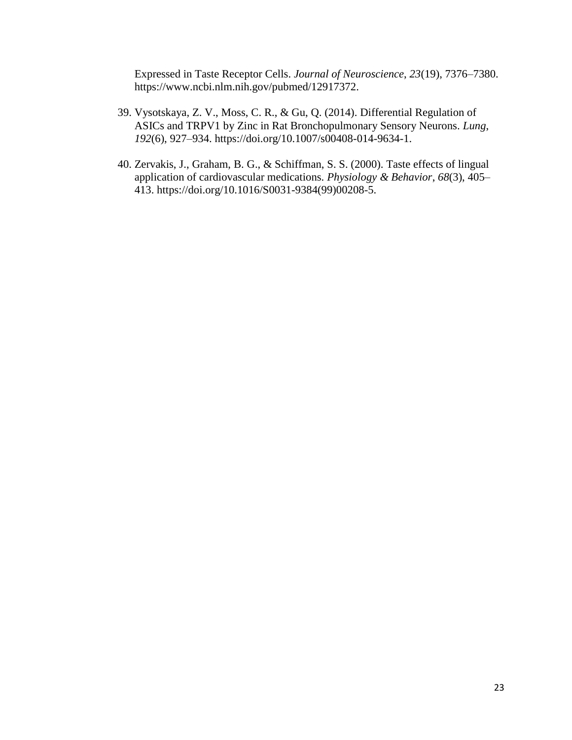Expressed in Taste Receptor Cells. *Journal of Neuroscience*, *23*(19), 7376–7380. https://www.ncbi.nlm.nih.gov/pubmed/12917372.

39. Vysotskaya, Z. V., Moss, C. R., & Gu, Q. (2014). Differential Regulation of ASICs and TRPV1 by Zinc in Rat Bronchopulmonary Sensory Neurons. *Lung*, *192*(6), 927–934. https://doi.org/10.1007/s00408-014-9634-1.

40. Zervakis, J., Graham, B. G., & Schiffman, S. S. (2000). Taste effects of lingual application of cardiovascular medications. *Physiology & Behavior*, *68*(3), 405–413. https://doi.org/10.1016/S0031-9384(99)00208-5.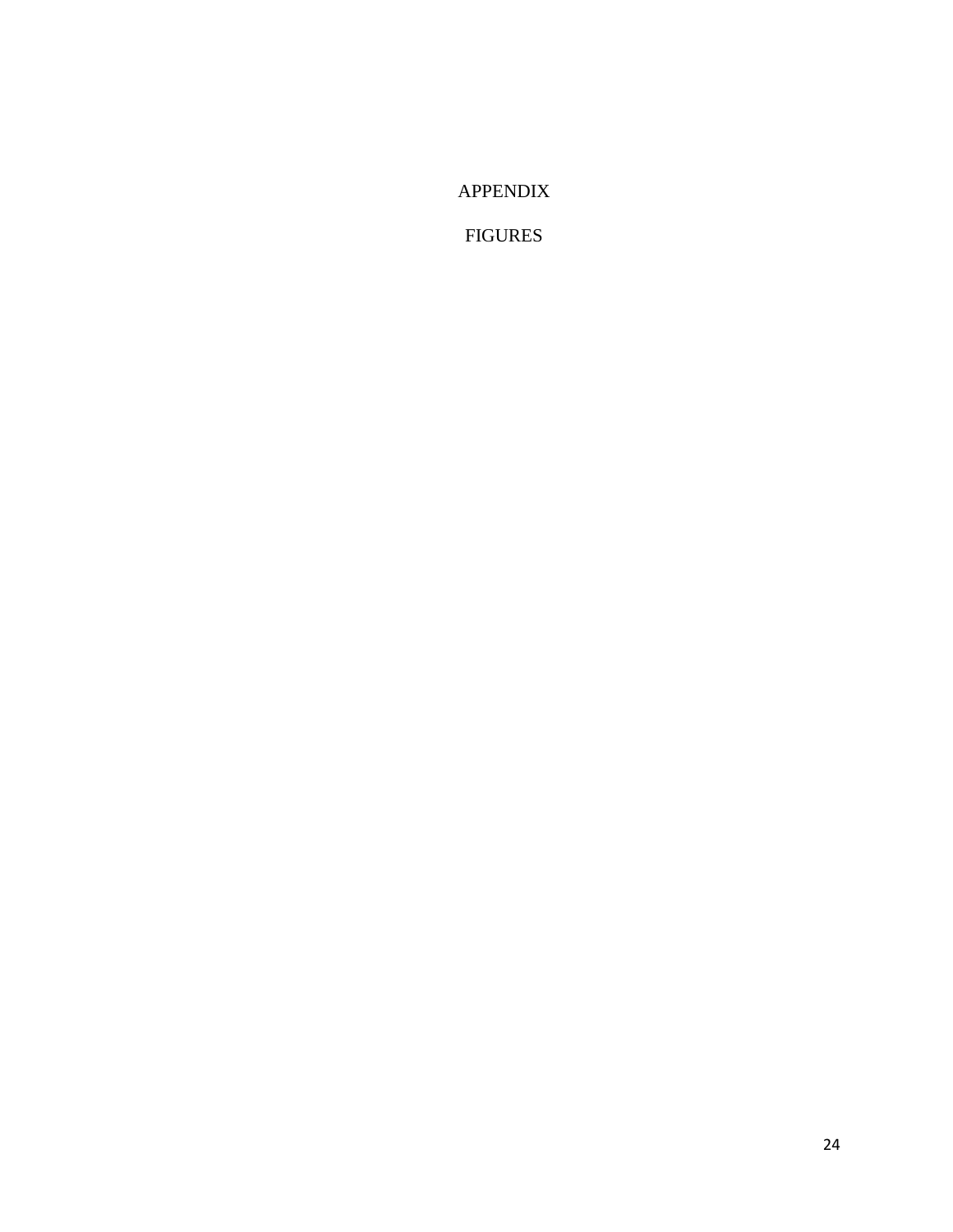# APPENDIX

## FIGURES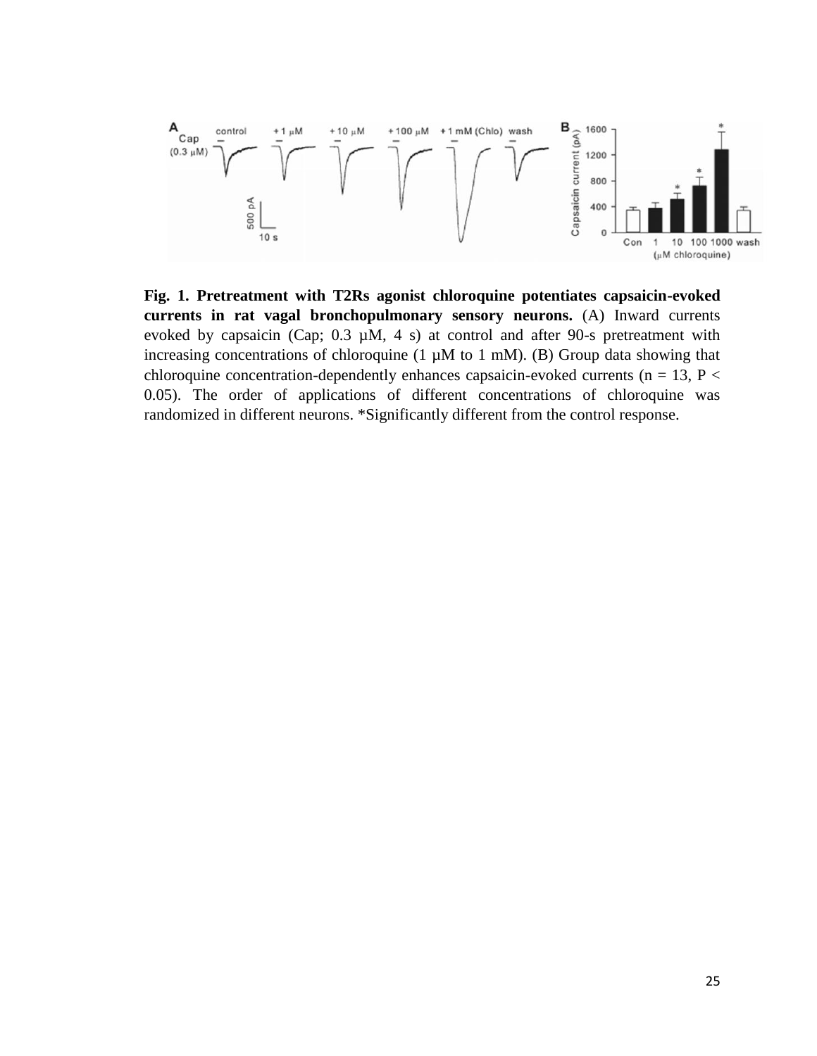**Fig. 1. Pretreatment with T2Rs agonist chloroquine potentiates capsaicin-evoked currents in rat vagal bronchopulmonary sensory neurons.** (A) Inward currents evoked by capsaicin (Cap; 0.3 µM, 4 s) at control and after 90-s pretreatment with increasing concentrations of chloroquine (1 µM to 1 mM). (B) Group data showing that chloroquine concentration-dependently enhances capsaicin-evoked currents ($n = 13$, $P < 0.05$). The order of applications of different concentrations of chloroquine was randomized in different neurons. *Significantly different from the control response.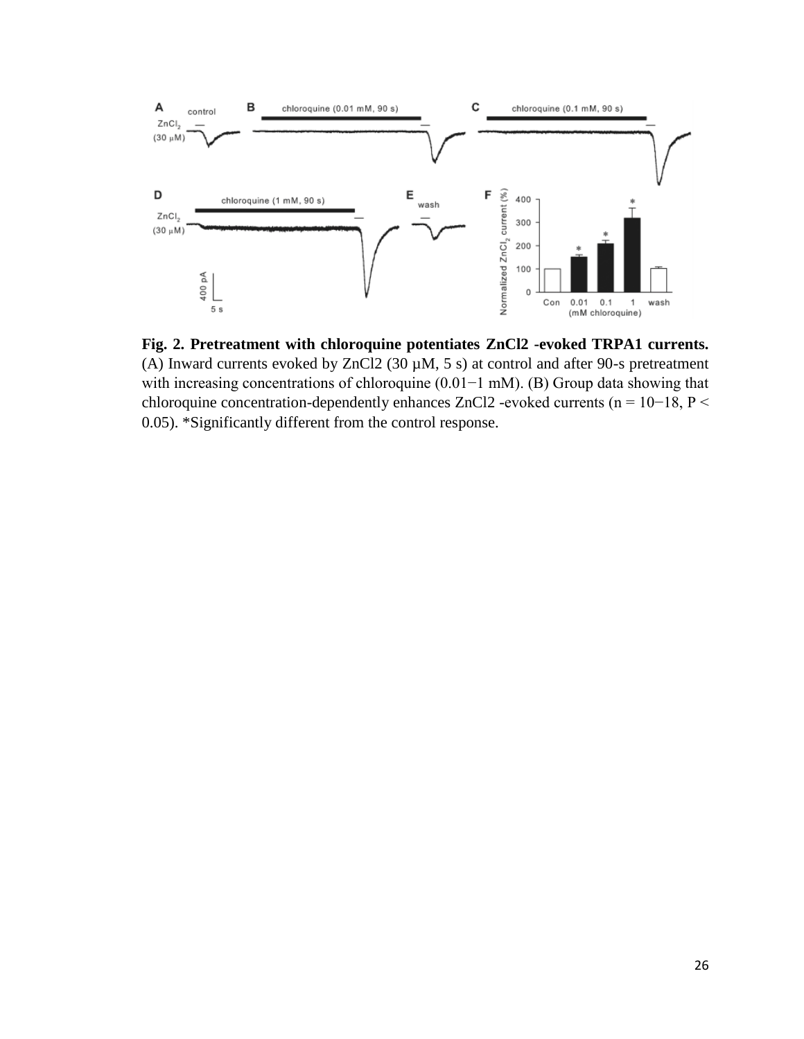**Fig. 2. Pretreatment with chloroquine potentiates $ZnCl_2$ -evoked TRPA1 currents.** (A) Inward currents evoked by $ZnCl_2$ (30 µM, 5 s) at control and after 90-s pretreatment with increasing concentrations of chloroquine (0.01−1 mM). (B) Group data showing that chloroquine concentration-dependently enhances $ZnCl_2$ -evoked currents ($n = 10−18$, $P < 0.05$). *Significantly different from the control response.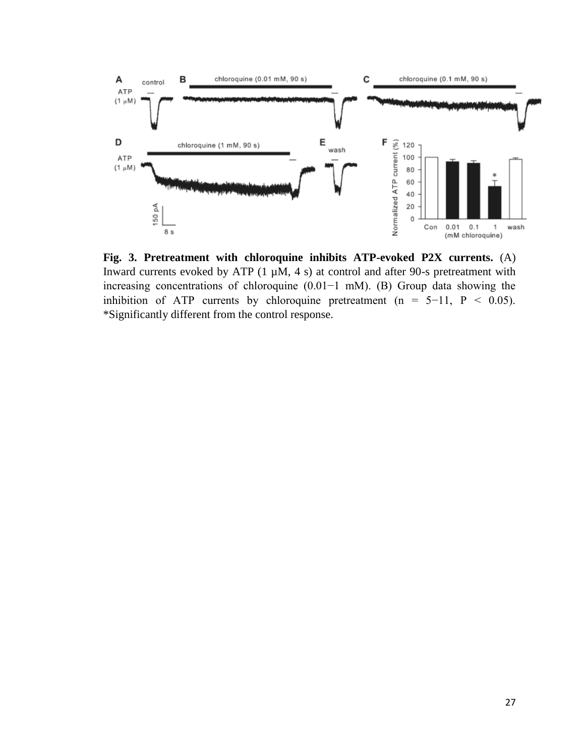**Fig. 3. Pretreatment with chloroquine inhibits ATP-evoked P2X currents.** (A) Inward currents evoked by ATP (1 μM, 4 s) at control and after 90-s pretreatment with increasing concentrations of chloroquine (0.01−1 mM). (B) Group data showing the inhibition of ATP currents by chloroquine pretreatment (n = 5−11, $P < 0.05$). *Significantly different from the control response.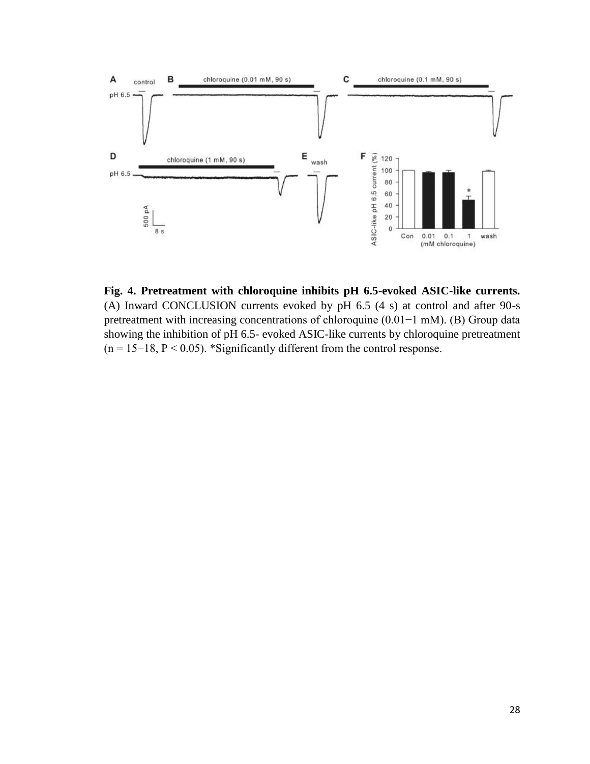**Fig. 4. Pretreatment with chloroquine inhibits pH 6.5-evoked ASIC-like currents.** (A) Inward CONCLUSION currents evoked by pH 6.5 (4 s) at control and after 90-s pretreatment with increasing concentrations of chloroquine (0.01−1 mM). (B) Group data showing the inhibition of pH 6.5- evoked ASIC-like currents by chloroquine pretreatment (n = 15−18, P < 0.05). *Significantly different from the control response.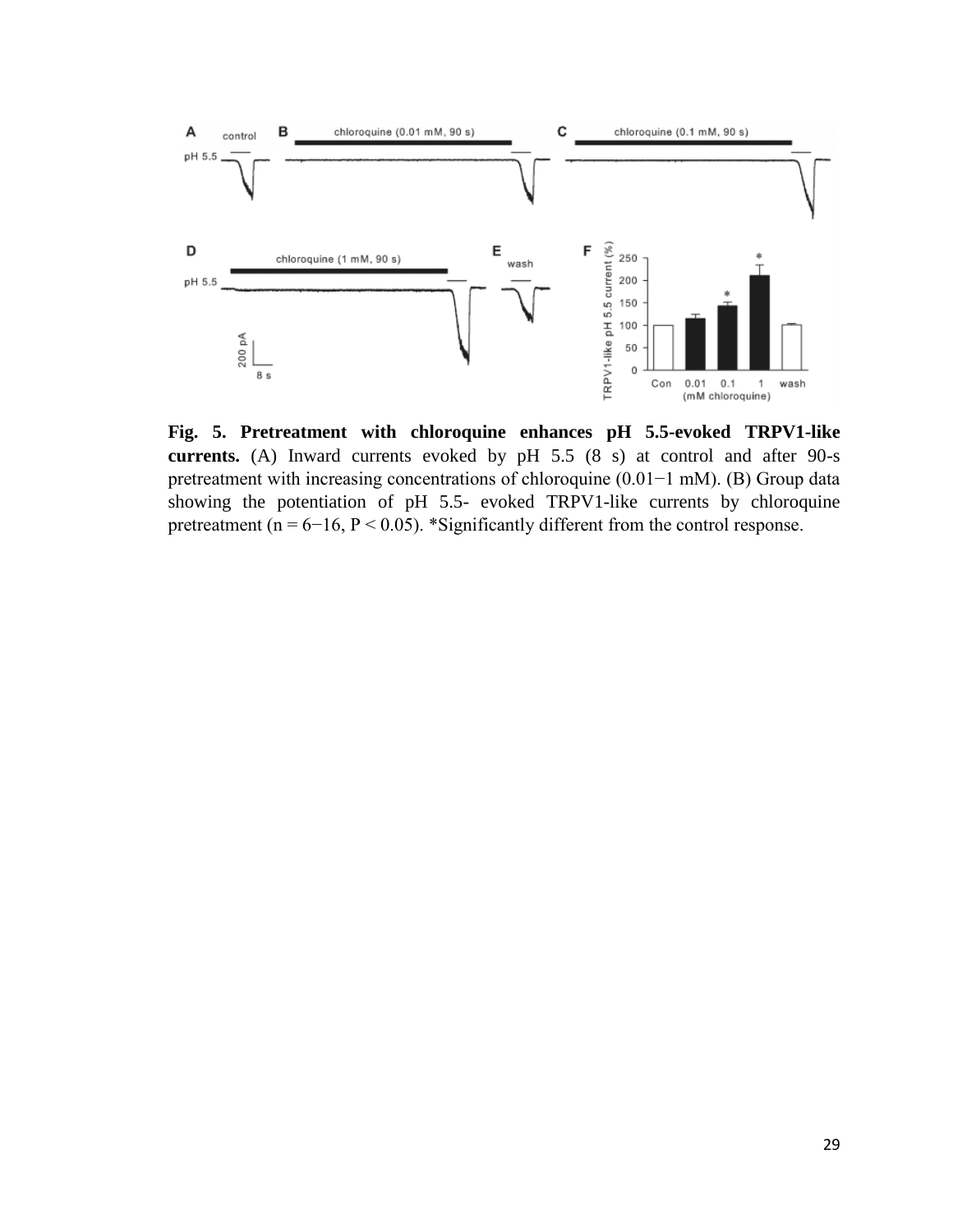**Fig. 5. Pretreatment with chloroquine enhances pH 5.5-evoked TRPV1-like currents.** (A) Inward currents evoked by pH 5.5 (8 s) at control and after 90-s pretreatment with increasing concentrations of chloroquine (0.01−1 mM). (B) Group data showing the potentiation of pH 5.5- evoked TRPV1-like currents by chloroquine pretreatment (n = 6−16, P < 0.05). *Significantly different from the control response.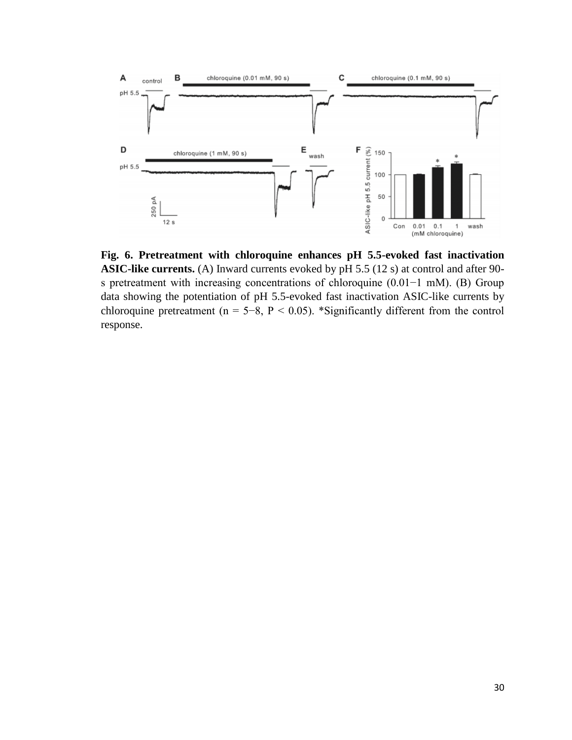A control

pH 5.5

B chloroquine (0.01 mM, 90 s)

C chloroquine (0.1 mM, 90 s)

D chloroquine (1 mM, 90 s)

pH 5.5

250 pA

12 s

E wash

F

ASIC-like pH 5.5 current (%)

150

100

50

0

Con 0.01 0.1 1 wash

(mM chloroquine)

**Fig. 6. Pretreatment with chloroquine enhances pH 5.5-evoked fast inactivation ASIC-like currents.** (A) Inward currents evoked by pH 5.5 (12 s) at control and after 90-s pretreatment with increasing concentrations of chloroquine (0.01−1 mM). (B) Group data showing the potentiation of pH 5.5-evoked fast inactivation ASIC-like currents by chloroquine pretreatment (n = 5−8, $P < 0.05$). *Significantly different from the control response.